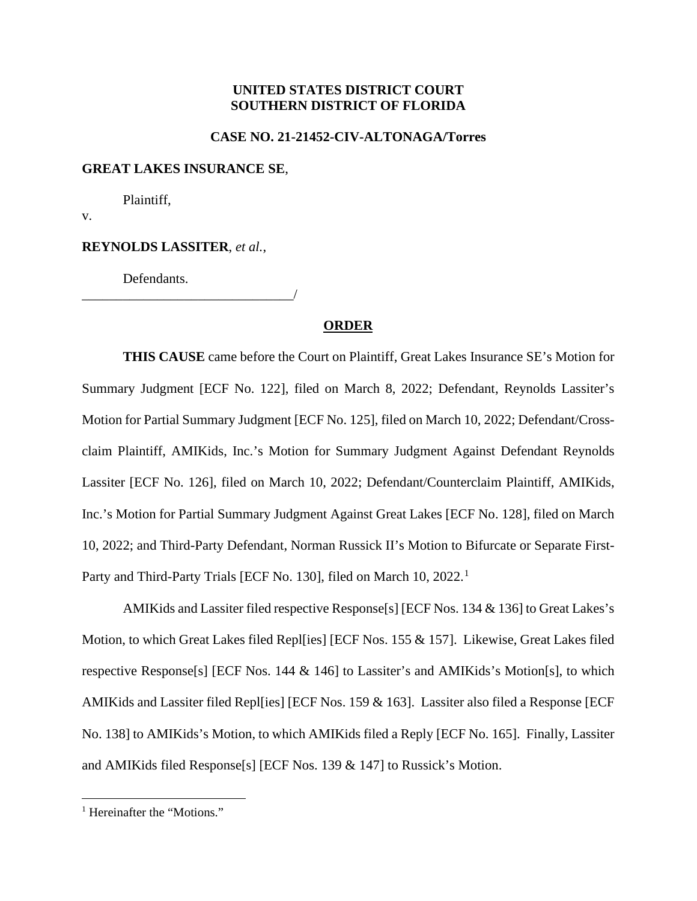**UNITED STATES DISTRICT COURT**
**SOUTHERN DISTRICT OF FLORIDA**

**CASE NO. 21-21452-CIV-ALTONAGA/Torres**

**GREAT LAKES INSURANCE SE**,

Plaintiff,

v.

**REYNOLDS LASSITER**, *et al.*,

Defendants.
_______________________________/

## ORDER

**THIS CAUSE** came before the Court on Plaintiff, Great Lakes Insurance SE's Motion for Summary Judgment [ECF No. 122], filed on March 8, 2022; Defendant, Reynolds Lassiter's Motion for Partial Summary Judgment [ECF No. 125], filed on March 10, 2022; Defendant/Cross-claim Plaintiff, AMIKids, Inc.'s Motion for Summary Judgment Against Defendant Reynolds Lassiter [ECF No. 126], filed on March 10, 2022; Defendant/Counterclaim Plaintiff, AMIKids, Inc.'s Motion for Partial Summary Judgment Against Great Lakes [ECF No. 128], filed on March 10, 2022; and Third-Party Defendant, Norman Russick II's Motion to Bifurcate or Separate First-Party and Third-Party Trials [ECF No. 130], filed on March 10, 2022.[1]

AMIKids and Lassiter filed respective Response[s] [ECF Nos. 134 & 136] to Great Lakes's Motion, to which Great Lakes filed Repl[ies] [ECF Nos. 155 & 157]. Likewise, Great Lakes filed respective Response[s] [ECF Nos. 144 & 146] to Lassiter's and AMIKids's Motion[s], to which AMIKids and Lassiter filed Repl[ies] [ECF Nos. 159 & 163]. Lassiter also filed a Response [ECF No. 138] to AMIKids's Motion, to which AMIKids filed a Reply [ECF No. 165]. Finally, Lassiter and AMIKids filed Response[s] [ECF Nos. 139 & 147] to Russick's Motion.

[1] Hereinafter the "Motions."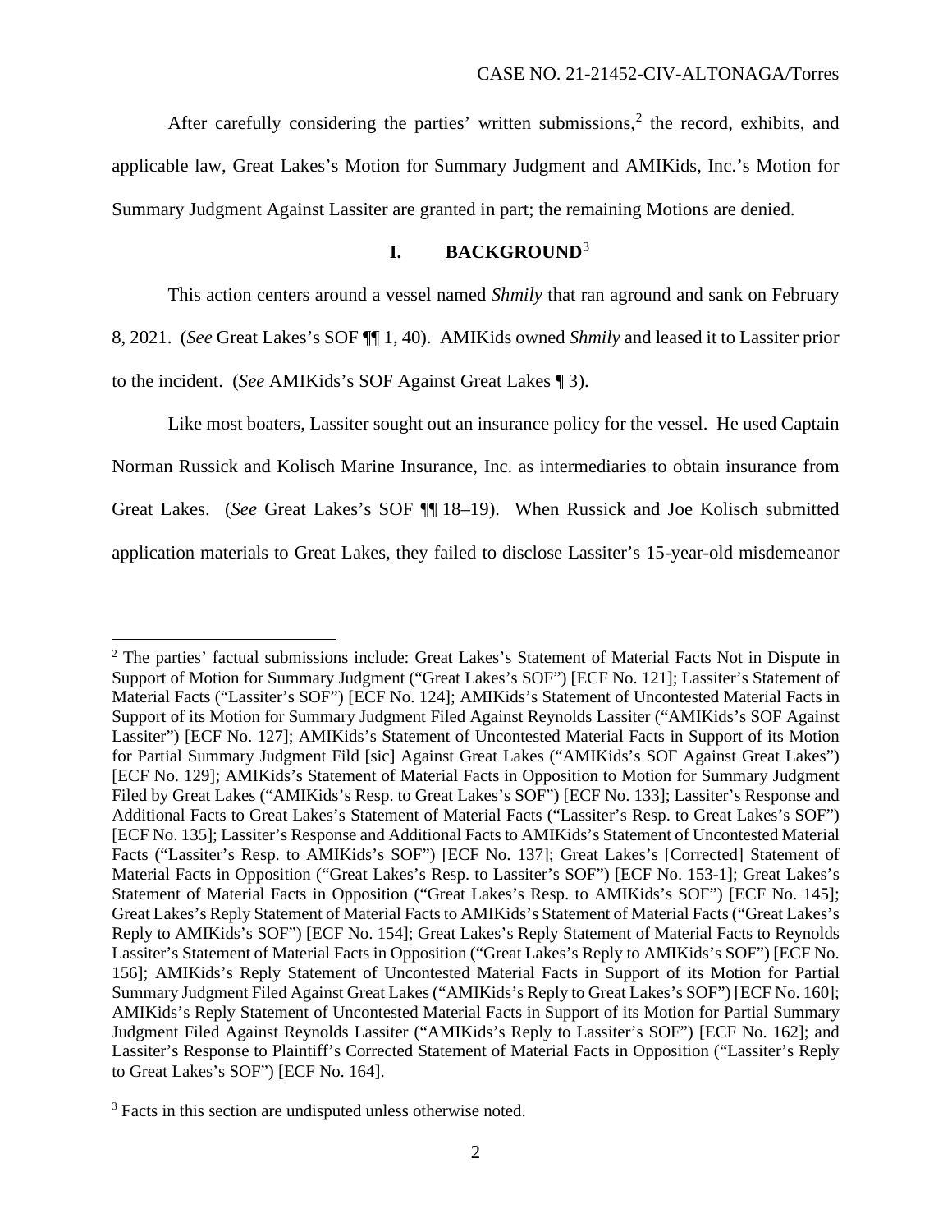After carefully considering the parties' written submissions,[2] the record, exhibits, and applicable law, Great Lakes's Motion for Summary Judgment and AMIKids, Inc.'s Motion for Summary Judgment Against Lassiter are granted in part; the remaining Motions are denied.

## I. BACKGROUND[3]

This action centers around a vessel named *Shmily* that ran aground and sank on February 8, 2021. (*See* Great Lakes's SOF ¶¶ 1, 40). AMIKids owned *Shmily* and leased it to Lassiter prior to the incident. (*See* AMIKids's SOF Against Great Lakes ¶ 3).

Like most boaters, Lassiter sought out an insurance policy for the vessel. He used Captain Norman Russick and Kolisch Marine Insurance, Inc. as intermediaries to obtain insurance from Great Lakes. (*See* Great Lakes's SOF ¶¶ 18–19). When Russick and Joe Kolisch submitted application materials to Great Lakes, they failed to disclose Lassiter's 15-year-old misdemeanor

---

[2] The parties' factual submissions include: Great Lakes's Statement of Material Facts Not in Dispute in Support of Motion for Summary Judgment ("Great Lakes's SOF") [ECF No. 121]; Lassiter's Statement of Material Facts ("Lassiter's SOF") [ECF No. 124]; AMIKids's Statement of Uncontested Material Facts in Support of its Motion for Summary Judgment Filed Against Reynolds Lassiter ("AMIKids's SOF Against Lassiter") [ECF No. 127]; AMIKids's Statement of Uncontested Material Facts in Support of its Motion for Partial Summary Judgment Fild [sic] Against Great Lakes ("AMIKids's SOF Against Great Lakes") [ECF No. 129]; AMIKids's Statement of Material Facts in Opposition to Motion for Summary Judgment Filed by Great Lakes ("AMIKids's Resp. to Great Lakes's SOF") [ECF No. 133]; Lassiter's Response and Additional Facts to Great Lakes's Statement of Material Facts ("Lassiter's Resp. to Great Lakes's SOF") [ECF No. 135]; Lassiter's Response and Additional Facts to AMIKids's Statement of Uncontested Material Facts ("Lassiter's Resp. to AMIKids's SOF") [ECF No. 137]; Great Lakes's [Corrected] Statement of Material Facts in Opposition ("Great Lakes's Resp. to Lassiter's SOF") [ECF No. 153-1]; Great Lakes's Statement of Material Facts in Opposition ("Great Lakes's Resp. to AMIKids's SOF") [ECF No. 145]; Great Lakes's Reply Statement of Material Facts to AMIKids's Statement of Material Facts ("Great Lakes's Reply to AMIKids's SOF") [ECF No. 154]; Great Lakes's Reply Statement of Material Facts to Reynolds Lassiter's Statement of Material Facts in Opposition ("Great Lakes's Reply to AMIKids's SOF") [ECF No. 156]; AMIKids's Reply Statement of Uncontested Material Facts in Support of its Motion for Partial Summary Judgment Filed Against Great Lakes ("AMIKids's Reply to Great Lakes's SOF") [ECF No. 160]; AMIKids's Reply Statement of Uncontested Material Facts in Support of its Motion for Partial Summary Judgment Filed Against Reynolds Lassiter ("AMIKids's Reply to Lassiter's SOF") [ECF No. 162]; and Lassiter's Response to Plaintiff's Corrected Statement of Material Facts in Opposition ("Lassiter's Reply to Great Lakes's SOF") [ECF No. 164].

[3] Facts in this section are undisputed unless otherwise noted.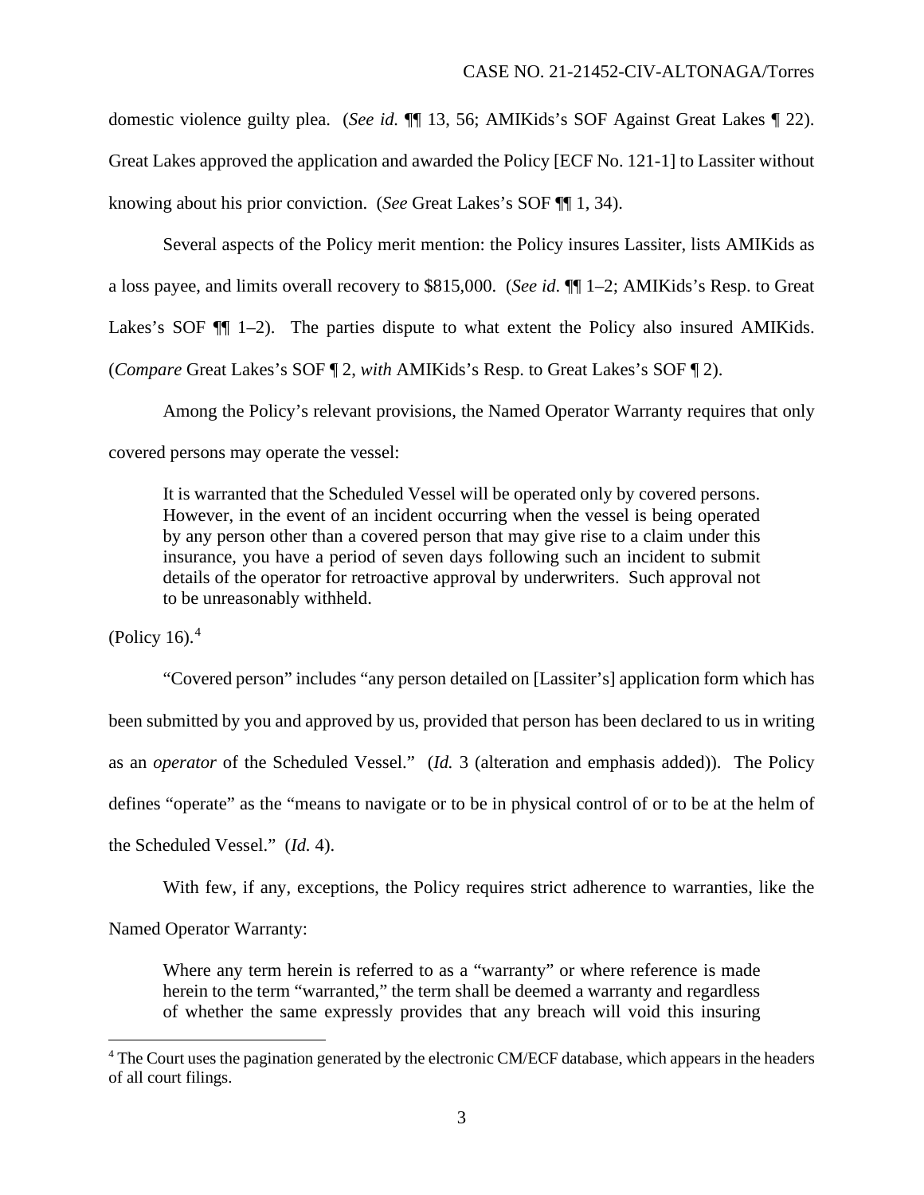domestic violence guilty plea. (*See id.* ¶¶ 13, 56; AMIKids's SOF Against Great Lakes ¶ 22). Great Lakes approved the application and awarded the Policy [ECF No. 121-1] to Lassiter without knowing about his prior conviction. (*See* Great Lakes's SOF ¶¶ 1, 34).

Several aspects of the Policy merit mention: the Policy insures Lassiter, lists AMIKids as a loss payee, and limits overall recovery to $815,000. (*See id.* ¶¶ 1–2; AMIKids's Resp. to Great Lakes's SOF ¶¶ 1–2). The parties dispute to what extent the Policy also insured AMIKids. (*Compare* Great Lakes's SOF ¶ 2, *with* AMIKids's Resp. to Great Lakes's SOF ¶ 2).

Among the Policy's relevant provisions, the Named Operator Warranty requires that only covered persons may operate the vessel:

> It is warranted that the Scheduled Vessel will be operated only by covered persons. However, in the event of an incident occurring when the vessel is being operated by any person other than a covered person that may give rise to a claim under this insurance, you have a period of seven days following such an incident to submit details of the operator for retroactive approval by underwriters. Such approval not to be unreasonably withheld.

(Policy 16).[4]

"Covered person" includes "any person detailed on [Lassiter's] application form which has been submitted by you and approved by us, provided that person has been declared to us in writing as an *operator* of the Scheduled Vessel." (*Id.* 3 (alteration and emphasis added)). The Policy defines "operate" as the "means to navigate or to be in physical control of or to be at the helm of the Scheduled Vessel." (*Id.* 4).

With few, if any, exceptions, the Policy requires strict adherence to warranties, like the Named Operator Warranty:

> Where any term herein is referred to as a "warranty" or where reference is made herein to the term "warranted," the term shall be deemed a warranty and regardless of whether the same expressly provides that any breach will void this insuring

[4] The Court uses the pagination generated by the electronic CM/ECF database, which appears in the headers of all court filings.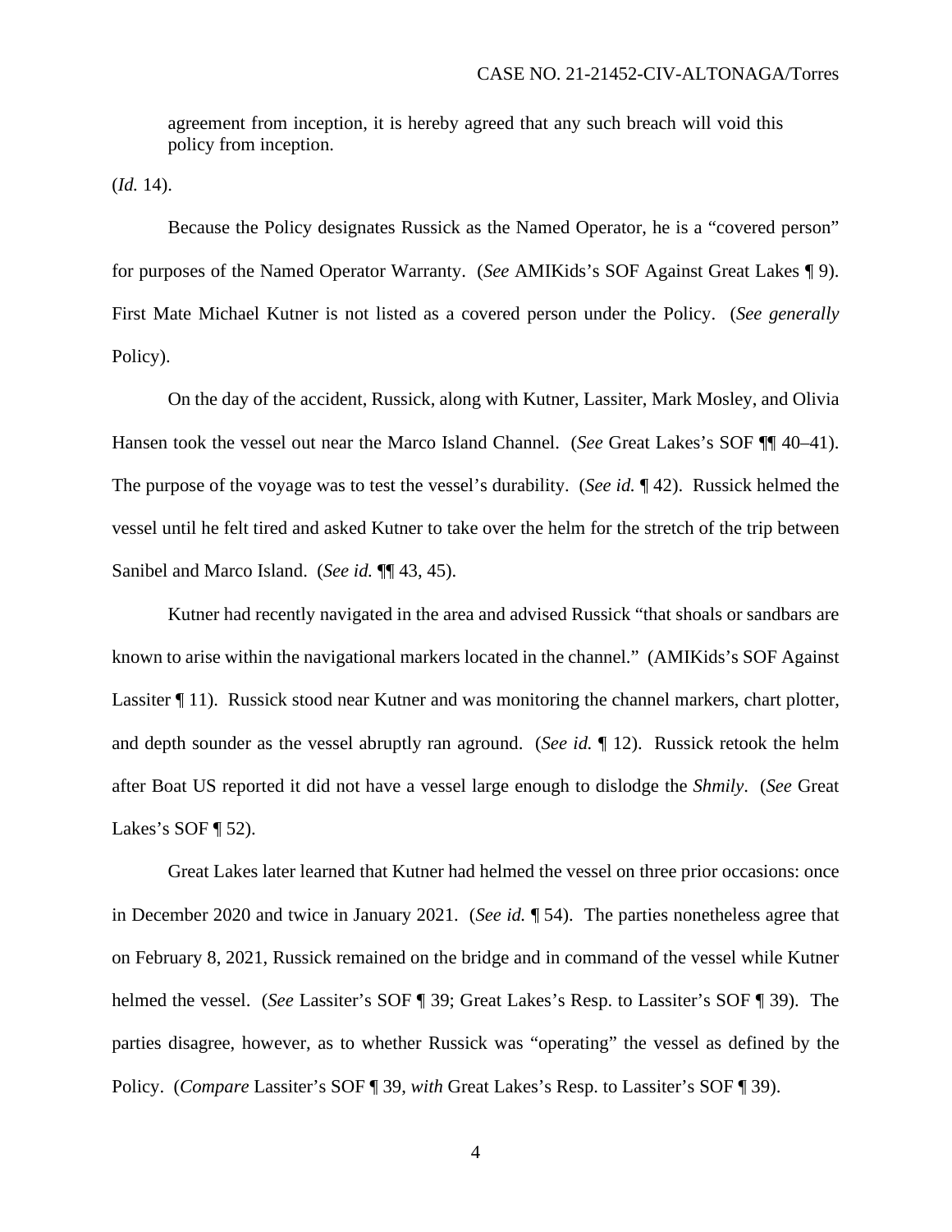agreement from inception, it is hereby agreed that any such breach will void this policy from inception.

(*Id.* 14).

Because the Policy designates Russick as the Named Operator, he is a "covered person" for purposes of the Named Operator Warranty. (*See* AMIKids's SOF Against Great Lakes ¶ 9). First Mate Michael Kutner is not listed as a covered person under the Policy. (*See generally* Policy).

On the day of the accident, Russick, along with Kutner, Lassiter, Mark Mosley, and Olivia Hansen took the vessel out near the Marco Island Channel. (*See* Great Lakes's SOF ¶¶ 40–41). The purpose of the voyage was to test the vessel's durability. (*See id.* ¶ 42). Russick helmed the vessel until he felt tired and asked Kutner to take over the helm for the stretch of the trip between Sanibel and Marco Island. (*See id.* ¶¶ 43, 45).

Kutner had recently navigated in the area and advised Russick "that shoals or sandbars are known to arise within the navigational markers located in the channel." (AMIKids's SOF Against Lassiter ¶ 11). Russick stood near Kutner and was monitoring the channel markers, chart plotter, and depth sounder as the vessel abruptly ran aground. (*See id.* ¶ 12). Russick retook the helm after Boat US reported it did not have a vessel large enough to dislodge the *Shmily*. (*See* Great Lakes's SOF ¶ 52).

Great Lakes later learned that Kutner had helmed the vessel on three prior occasions: once in December 2020 and twice in January 2021. (*See id.* ¶ 54). The parties nonetheless agree that on February 8, 2021, Russick remained on the bridge and in command of the vessel while Kutner helmed the vessel. (*See* Lassiter's SOF ¶ 39; Great Lakes's Resp. to Lassiter's SOF ¶ 39). The parties disagree, however, as to whether Russick was "operating" the vessel as defined by the Policy. (*Compare* Lassiter's SOF ¶ 39, *with* Great Lakes's Resp. to Lassiter's SOF ¶ 39).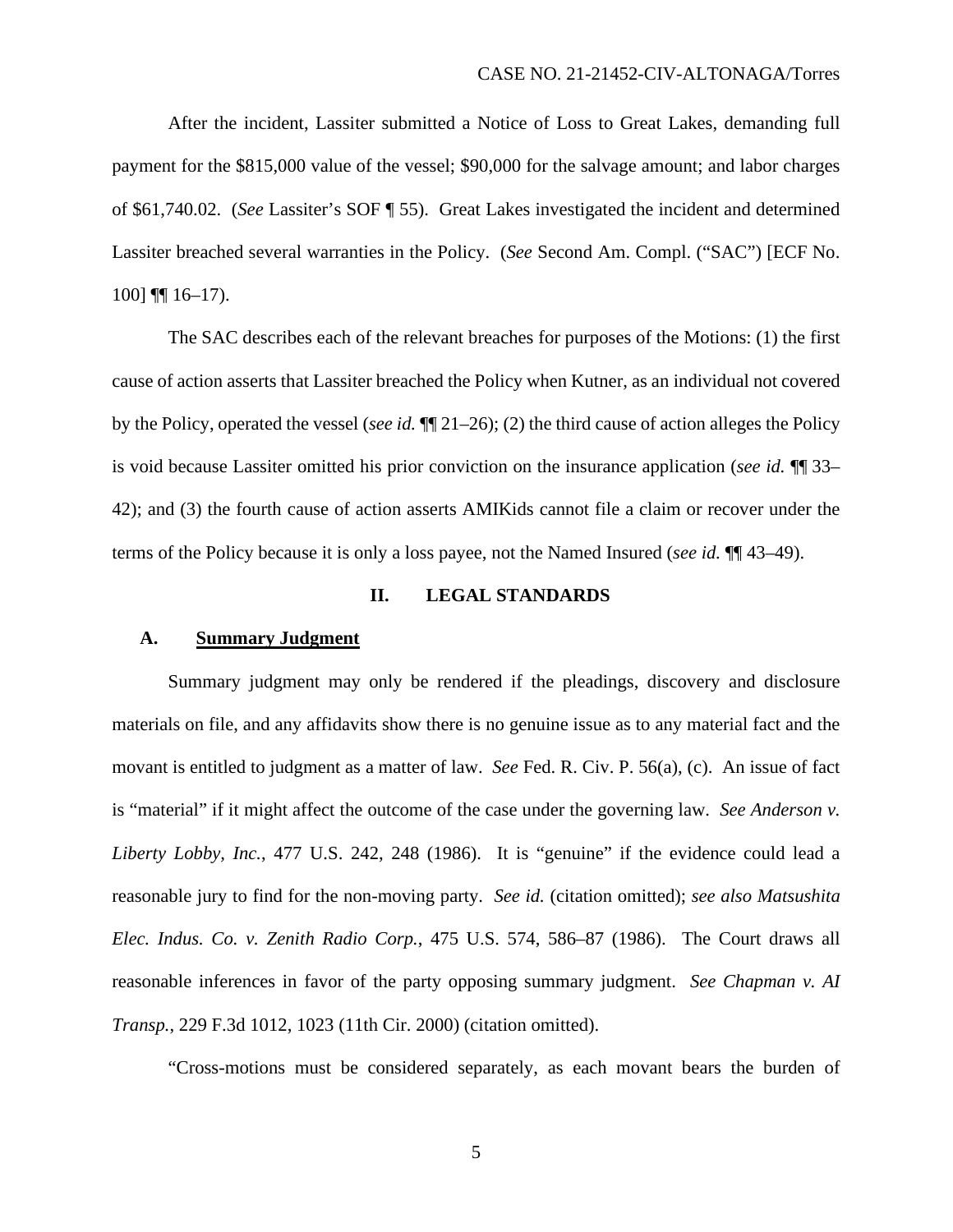After the incident, Lassiter submitted a Notice of Loss to Great Lakes, demanding full payment for the $815,000 value of the vessel; $90,000 for the salvage amount; and labor charges of $61,740.02. (*See* Lassiter's SOF ¶ 55). Great Lakes investigated the incident and determined Lassiter breached several warranties in the Policy. (*See* Second Am. Compl. ("SAC") [ECF No. 100] ¶¶ 16–17).

The SAC describes each of the relevant breaches for purposes of the Motions: (1) the first cause of action asserts that Lassiter breached the Policy when Kutner, as an individual not covered by the Policy, operated the vessel (*see id.* ¶¶ 21–26); (2) the third cause of action alleges the Policy is void because Lassiter omitted his prior conviction on the insurance application (*see id.* ¶¶ 33–42); and (3) the fourth cause of action asserts AMIKids cannot file a claim or recover under the terms of the Policy because it is only a loss payee, not the Named Insured (*see id.* ¶¶ 43–49).

## II. LEGAL STANDARDS

### A. Summary Judgment

Summary judgment may only be rendered if the pleadings, discovery and disclosure materials on file, and any affidavits show there is no genuine issue as to any material fact and the movant is entitled to judgment as a matter of law. *See* Fed. R. Civ. P. 56(a), (c). An issue of fact is "material" if it might affect the outcome of the case under the governing law. *See Anderson v. Liberty Lobby, Inc.*, 477 U.S. 242, 248 (1986). It is "genuine" if the evidence could lead a reasonable jury to find for the non-moving party. *See id.* (citation omitted); *see also Matsushita Elec. Indus. Co. v. Zenith Radio Corp.*, 475 U.S. 574, 586–87 (1986). The Court draws all reasonable inferences in favor of the party opposing summary judgment. *See Chapman v. AI Transp.*, 229 F.3d 1012, 1023 (11th Cir. 2000) (citation omitted).

"Cross-motions must be considered separately, as each movant bears the burden of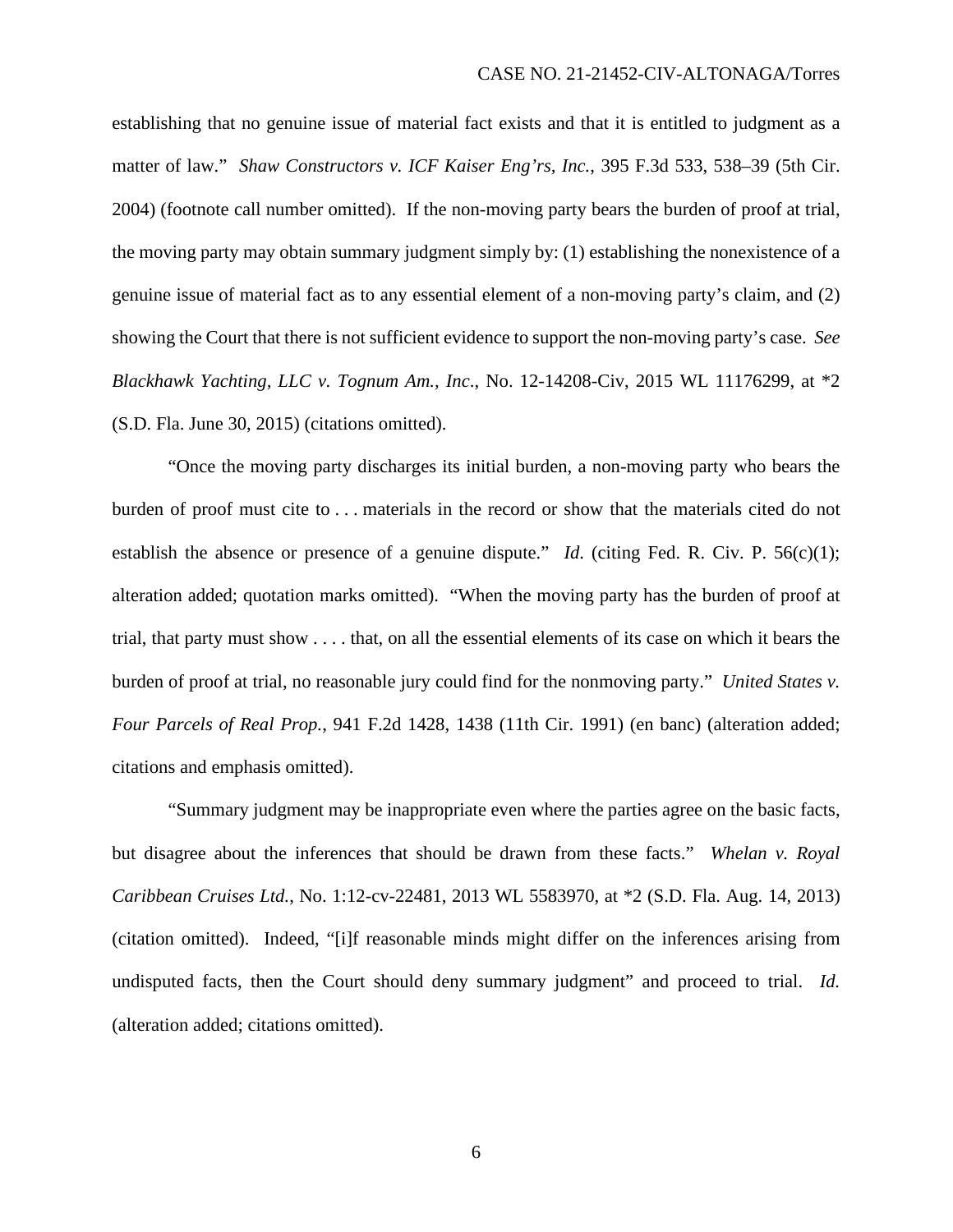establishing that no genuine issue of material fact exists and that it is entitled to judgment as a matter of law." *Shaw Constructors v. ICF Kaiser Eng'rs, Inc.*, 395 F.3d 533, 538–39 (5th Cir. 2004) (footnote call number omitted). If the non-moving party bears the burden of proof at trial, the moving party may obtain summary judgment simply by: (1) establishing the nonexistence of a genuine issue of material fact as to any essential element of a non-moving party's claim, and (2) showing the Court that there is not sufficient evidence to support the non-moving party's case. *See Blackhawk Yachting, LLC v. Tognum Am., Inc*., No. 12-14208-Civ, 2015 WL 11176299, at *2 (S.D. Fla. June 30, 2015) (citations omitted).

"Once the moving party discharges its initial burden, a non-moving party who bears the burden of proof must cite to . . . materials in the record or show that the materials cited do not establish the absence or presence of a genuine dispute." *Id*. (citing Fed. R. Civ. P. 56(c)(1); alteration added; quotation marks omitted). "When the moving party has the burden of proof at trial, that party must show . . . . that, on all the essential elements of its case on which it bears the burden of proof at trial, no reasonable jury could find for the nonmoving party." *United States v. Four Parcels of Real Prop.*, 941 F.2d 1428, 1438 (11th Cir. 1991) (en banc) (alteration added; citations and emphasis omitted).

"Summary judgment may be inappropriate even where the parties agree on the basic facts, but disagree about the inferences that should be drawn from these facts." *Whelan v. Royal Caribbean Cruises Ltd.*, No. 1:12-cv-22481, 2013 WL 5583970, at *2 (S.D. Fla. Aug. 14, 2013) (citation omitted). Indeed, "[i]f reasonable minds might differ on the inferences arising from undisputed facts, then the Court should deny summary judgment" and proceed to trial. *Id.* (alteration added; citations omitted).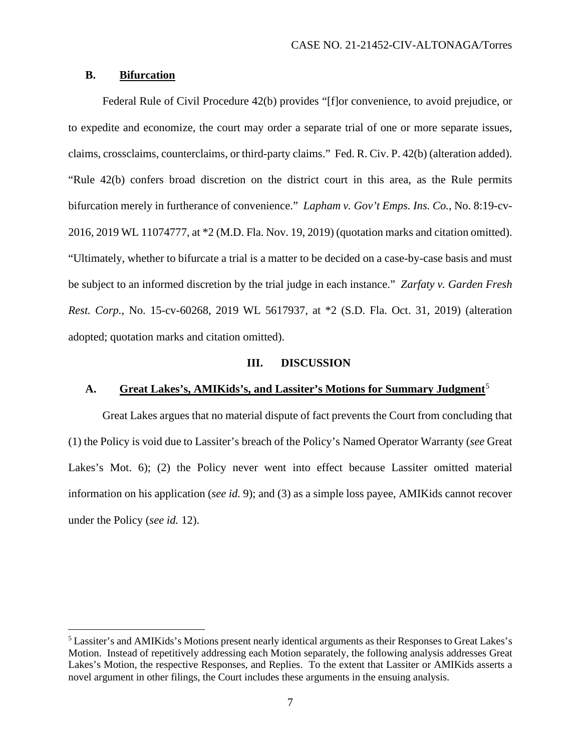### B. Bifurcation

Federal Rule of Civil Procedure 42(b) provides "[f]or convenience, to avoid prejudice, or to expedite and economize, the court may order a separate trial of one or more separate issues, claims, crossclaims, counterclaims, or third-party claims." Fed. R. Civ. P. 42(b) (alteration added). "Rule 42(b) confers broad discretion on the district court in this area, as the Rule permits bifurcation merely in furtherance of convenience." *Lapham v. Gov't Emps. Ins. Co.*, No. 8:19-cv-2016, 2019 WL 11074777, at *2 (M.D. Fla. Nov. 19, 2019) (quotation marks and citation omitted). "Ultimately, whether to bifurcate a trial is a matter to be decided on a case-by-case basis and must be subject to an informed discretion by the trial judge in each instance." *Zarfaty v. Garden Fresh Rest. Corp.*, No. 15-cv-60268, 2019 WL 5617937, at *2 (S.D. Fla. Oct. 31, 2019) (alteration adopted; quotation marks and citation omitted).

## III. DISCUSSION

### A. Great Lakes's, AMIKids's, and Lassiter's Motions for Summary Judgment[5]

Great Lakes argues that no material dispute of fact prevents the Court from concluding that (1) the Policy is void due to Lassiter's breach of the Policy's Named Operator Warranty (*see* Great Lakes's Mot. 6); (2) the Policy never went into effect because Lassiter omitted material information on his application (*see id.* 9); and (3) as a simple loss payee, AMIKids cannot recover under the Policy (*see id.* 12).

[5] Lassiter's and AMIKids's Motions present nearly identical arguments as their Responses to Great Lakes's Motion. Instead of repetitively addressing each Motion separately, the following analysis addresses Great Lakes's Motion, the respective Responses, and Replies. To the extent that Lassiter or AMIKids asserts a novel argument in other filings, the Court includes these arguments in the ensuing analysis.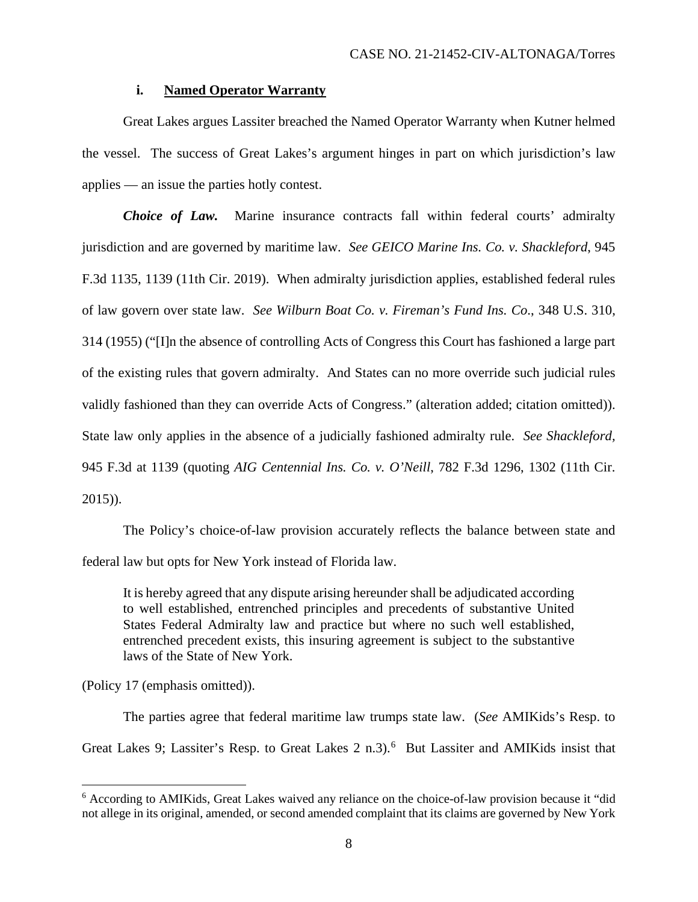### i. Named Operator Warranty

Great Lakes argues Lassiter breached the Named Operator Warranty when Kutner helmed the vessel. The success of Great Lakes's argument hinges in part on which jurisdiction's law applies — an issue the parties hotly contest.

***Choice of Law.*** Marine insurance contracts fall within federal courts' admiralty jurisdiction and are governed by maritime law. *See GEICO Marine Ins. Co. v. Shackleford*, 945 F.3d 1135, 1139 (11th Cir. 2019). When admiralty jurisdiction applies, established federal rules of law govern over state law. *See Wilburn Boat Co. v. Fireman's Fund Ins. Co*., 348 U.S. 310, 314 (1955) ("[I]n the absence of controlling Acts of Congress this Court has fashioned a large part of the existing rules that govern admiralty. And States can no more override such judicial rules validly fashioned than they can override Acts of Congress." (alteration added; citation omitted)). State law only applies in the absence of a judicially fashioned admiralty rule. *See Shackleford*, 945 F.3d at 1139 (quoting *AIG Centennial Ins. Co. v. O'Neill*, 782 F.3d 1296, 1302 (11th Cir. 2015)).

The Policy's choice-of-law provision accurately reflects the balance between state and federal law but opts for New York instead of Florida law.

> It is hereby agreed that any dispute arising hereunder shall be adjudicated according to well established, entrenched principles and precedents of substantive United States Federal Admiralty law and practice but where no such well established, entrenched precedent exists, this insuring agreement is subject to the substantive laws of the State of New York.

(Policy 17 (emphasis omitted)).

The parties agree that federal maritime law trumps state law. (*See* AMIKids's Resp. to Great Lakes 9; Lassiter's Resp. to Great Lakes 2 n.3).[6] But Lassiter and AMIKids insist that

[6] According to AMIKids, Great Lakes waived any reliance on the choice-of-law provision because it "did not allege in its original, amended, or second amended complaint that its claims are governed by New York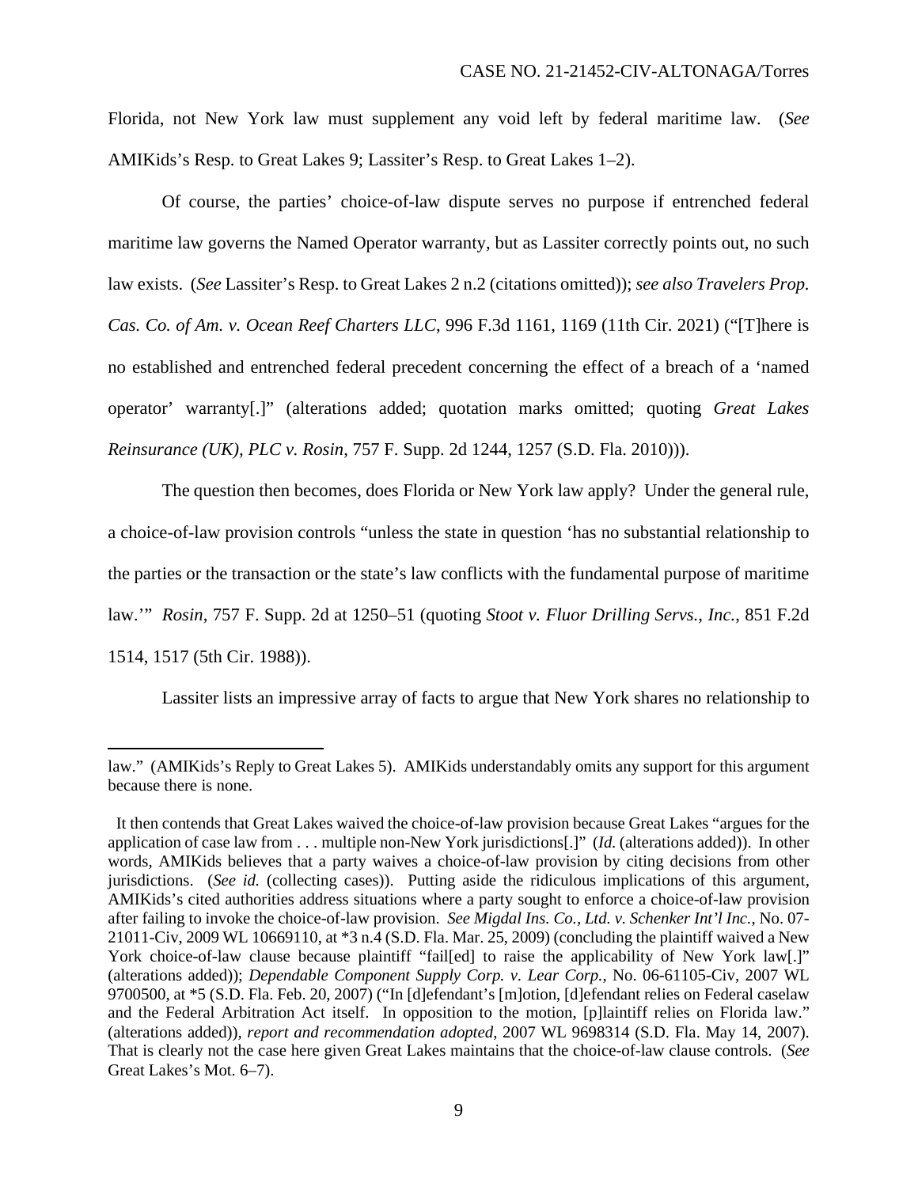Florida, not New York law must supplement any void left by federal maritime law. (*See* AMIKids's Resp. to Great Lakes 9; Lassiter's Resp. to Great Lakes 1–2).

Of course, the parties' choice-of-law dispute serves no purpose if entrenched federal maritime law governs the Named Operator warranty, but as Lassiter correctly points out, no such law exists. (*See* Lassiter's Resp. to Great Lakes 2 n.2 (citations omitted)); *see also Travelers Prop. Cas. Co. of Am. v. Ocean Reef Charters LLC*, 996 F.3d 1161, 1169 (11th Cir. 2021) ("[T]here is no established and entrenched federal precedent concerning the effect of a breach of a 'named operator' warranty[.]" (alterations added; quotation marks omitted; quoting *Great Lakes Reinsurance (UK), PLC v. Rosin*, 757 F. Supp. 2d 1244, 1257 (S.D. Fla. 2010))).

The question then becomes, does Florida or New York law apply? Under the general rule, a choice-of-law provision controls "unless the state in question 'has no substantial relationship to the parties or the transaction or the state's law conflicts with the fundamental purpose of maritime law.'" *Rosin*, 757 F. Supp. 2d at 1250–51 (quoting *Stoot v. Fluor Drilling Servs., Inc.*, 851 F.2d 1514, 1517 (5th Cir. 1988)).

Lassiter lists an impressive array of facts to argue that New York shares no relationship to

---

law." (AMIKids's Reply to Great Lakes 5). AMIKids understandably omits any support for this argument because there is none.

It then contends that Great Lakes waived the choice-of-law provision because Great Lakes "argues for the application of case law from . . . multiple non-New York jurisdictions[.]" (*Id.* (alterations added)). In other words, AMIKids believes that a party waives a choice-of-law provision by citing decisions from other jurisdictions. (*See id.* (collecting cases)). Putting aside the ridiculous implications of this argument, AMIKids's cited authorities address situations where a party sought to enforce a choice-of-law provision after failing to invoke the choice-of-law provision. *See Migdal Ins. Co., Ltd. v. Schenker Int'l Inc.*, No. 07-21011-Civ, 2009 WL 10669110, at *3 n.4 (S.D. Fla. Mar. 25, 2009) (concluding the plaintiff waived a New York choice-of-law clause because plaintiff "fail[ed] to raise the applicability of New York law[.]" (alterations added)); *Dependable Component Supply Corp. v. Lear Corp.*, No. 06-61105-Civ, 2007 WL 9700500, at *5 (S.D. Fla. Feb. 20, 2007) ("In [d]efendant's [m]otion, [d]efendant relies on Federal caselaw and the Federal Arbitration Act itself. In opposition to the motion, [p]laintiff relies on Florida law." (alterations added)), *report and recommendation adopted*, 2007 WL 9698314 (S.D. Fla. May 14, 2007). That is clearly not the case here given Great Lakes maintains that the choice-of-law clause controls. (*See* Great Lakes's Mot. 6–7).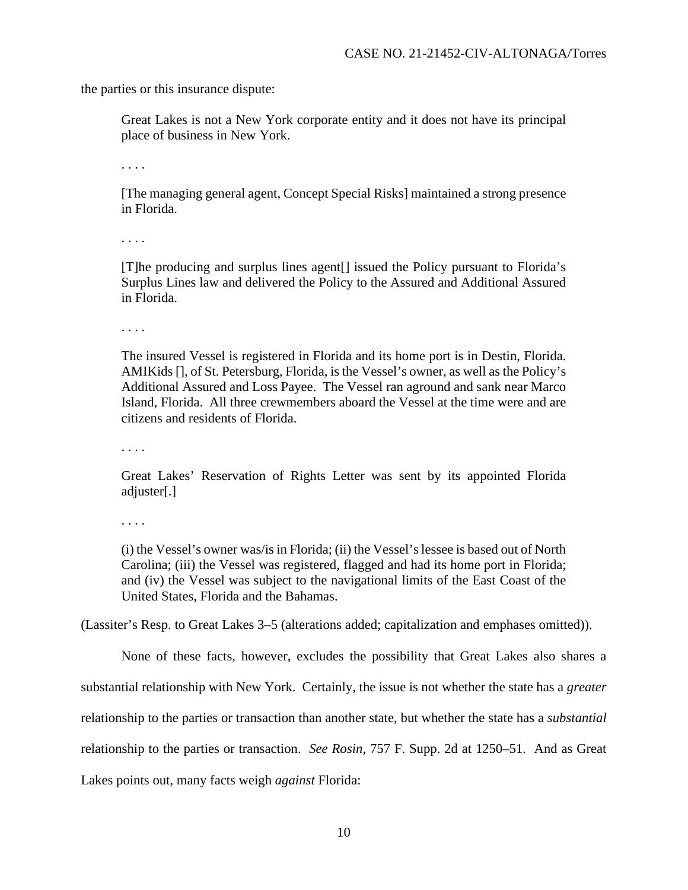the parties or this insurance dispute:

> Great Lakes is not a New York corporate entity and it does not have its principal place of business in New York.
>
> . . . .
>
> [The managing general agent, Concept Special Risks] maintained a strong presence in Florida.
>
> . . . .
>
> [T]he producing and surplus lines agent[] issued the Policy pursuant to Florida's Surplus Lines law and delivered the Policy to the Assured and Additional Assured in Florida.
>
> . . . .
>
> The insured Vessel is registered in Florida and its home port is in Destin, Florida. AMIKids [], of St. Petersburg, Florida, is the Vessel's owner, as well as the Policy's Additional Assured and Loss Payee. The Vessel ran aground and sank near Marco Island, Florida. All three crewmembers aboard the Vessel at the time were and are citizens and residents of Florida.
>
> . . . .
>
> Great Lakes' Reservation of Rights Letter was sent by its appointed Florida adjuster[.]
>
> . . . .
>
> (i) the Vessel's owner was/is in Florida; (ii) the Vessel's lessee is based out of North Carolina; (iii) the Vessel was registered, flagged and had its home port in Florida; and (iv) the Vessel was subject to the navigational limits of the East Coast of the United States, Florida and the Bahamas.

(Lassiter's Resp. to Great Lakes 3–5 (alterations added; capitalization and emphases omitted)).

None of these facts, however, excludes the possibility that Great Lakes also shares a substantial relationship with New York. Certainly, the issue is not whether the state has a *greater* relationship to the parties or transaction than another state, but whether the state has a *substantial* relationship to the parties or transaction. *See Rosin*, 757 F. Supp. 2d at 1250–51. And as Great Lakes points out, many facts weigh *against* Florida: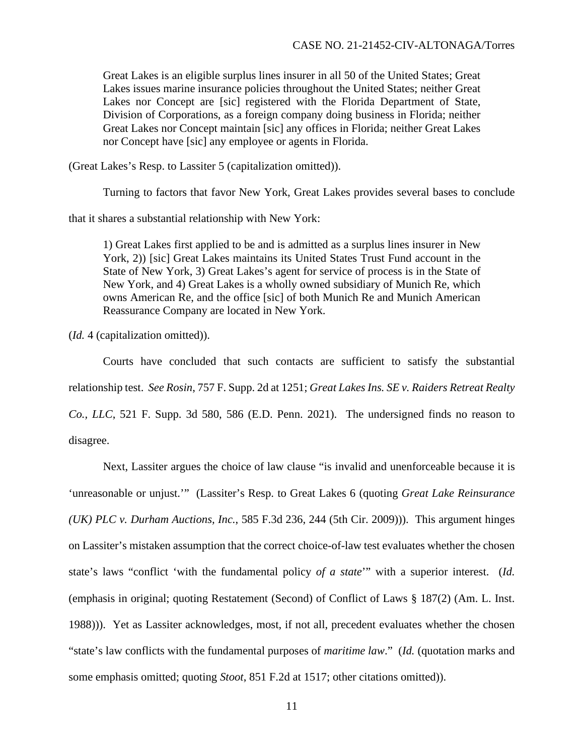> Great Lakes is an eligible surplus lines insurer in all 50 of the United States; Great Lakes issues marine insurance policies throughout the United States; neither Great Lakes nor Concept are [sic] registered with the Florida Department of State, Division of Corporations, as a foreign company doing business in Florida; neither Great Lakes nor Concept maintain [sic] any offices in Florida; neither Great Lakes nor Concept have [sic] any employee or agents in Florida.

(Great Lakes's Resp. to Lassiter 5 (capitalization omitted)).

Turning to factors that favor New York, Great Lakes provides several bases to conclude that it shares a substantial relationship with New York:

> 1) Great Lakes first applied to be and is admitted as a surplus lines insurer in New York, 2)) [sic] Great Lakes maintains its United States Trust Fund account in the State of New York, 3) Great Lakes's agent for service of process is in the State of New York, and 4) Great Lakes is a wholly owned subsidiary of Munich Re, which owns American Re, and the office [sic] of both Munich Re and Munich American Reassurance Company are located in New York.

(*Id.* 4 (capitalization omitted)).

Courts have concluded that such contacts are sufficient to satisfy the substantial relationship test. *See Rosin*, 757 F. Supp. 2d at 1251; *Great Lakes Ins. SE v. Raiders Retreat Realty Co., LLC*, 521 F. Supp. 3d 580, 586 (E.D. Penn. 2021). The undersigned finds no reason to disagree.

Next, Lassiter argues the choice of law clause "is invalid and unenforceable because it is 'unreasonable or unjust.'" (Lassiter's Resp. to Great Lakes 6 (quoting *Great Lake Reinsurance (UK) PLC v. Durham Auctions, Inc.*, 585 F.3d 236, 244 (5th Cir. 2009))). This argument hinges on Lassiter's mistaken assumption that the correct choice-of-law test evaluates whether the chosen state's laws "conflict 'with the fundamental policy *of a state*'" with a superior interest. (*Id.* (emphasis in original; quoting Restatement (Second) of Conflict of Laws § 187(2) (Am. L. Inst. 1988))). Yet as Lassiter acknowledges, most, if not all, precedent evaluates whether the chosen "state's law conflicts with the fundamental purposes of *maritime law*." (*Id.* (quotation marks and some emphasis omitted; quoting *Stoot*, 851 F.2d at 1517; other citations omitted)).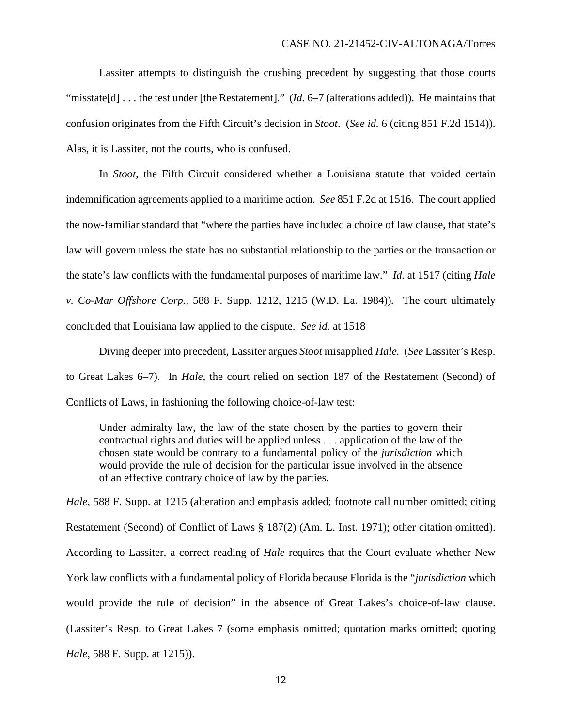Lassiter attempts to distinguish the crushing precedent by suggesting that those courts "misstate[d] . . . the test under [the Restatement]." (*Id.* 6–7 (alterations added)). He maintains that confusion originates from the Fifth Circuit's decision in *Stoot*. (*See id.* 6 (citing 851 F.2d 1514)). Alas, it is Lassiter, not the courts, who is confused.

In *Stoot*, the Fifth Circuit considered whether a Louisiana statute that voided certain indemnification agreements applied to a maritime action. *See* 851 F.2d at 1516. The court applied the now-familiar standard that "where the parties have included a choice of law clause, that state's law will govern unless the state has no substantial relationship to the parties or the transaction or the state's law conflicts with the fundamental purposes of maritime law." *Id.* at 1517 (citing *Hale v. Co-Mar Offshore Corp.*, 588 F. Supp. 1212, 1215 (W.D. La. 1984)). The court ultimately concluded that Louisiana law applied to the dispute. *See id.* at 1518

Diving deeper into precedent, Lassiter argues *Stoot* misapplied *Hale.* (*See* Lassiter's Resp. to Great Lakes 6–7). In *Hale*, the court relied on section 187 of the Restatement (Second) of Conflicts of Laws, in fashioning the following choice-of-law test:

> Under admiralty law, the law of the state chosen by the parties to govern their contractual rights and duties will be applied unless . . . application of the law of the chosen state would be contrary to a fundamental policy of the *jurisdiction* which would provide the rule of decision for the particular issue involved in the absence of an effective contrary choice of law by the parties.

*Hale*, 588 F. Supp. at 1215 (alteration and emphasis added; footnote call number omitted; citing Restatement (Second) of Conflict of Laws § 187(2) (Am. L. Inst. 1971); other citation omitted). According to Lassiter, a correct reading of *Hale* requires that the Court evaluate whether New York law conflicts with a fundamental policy of Florida because Florida is the "*jurisdiction* which would provide the rule of decision" in the absence of Great Lakes's choice-of-law clause. (Lassiter's Resp. to Great Lakes 7 (some emphasis omitted; quotation marks omitted; quoting *Hale*, 588 F. Supp. at 1215)).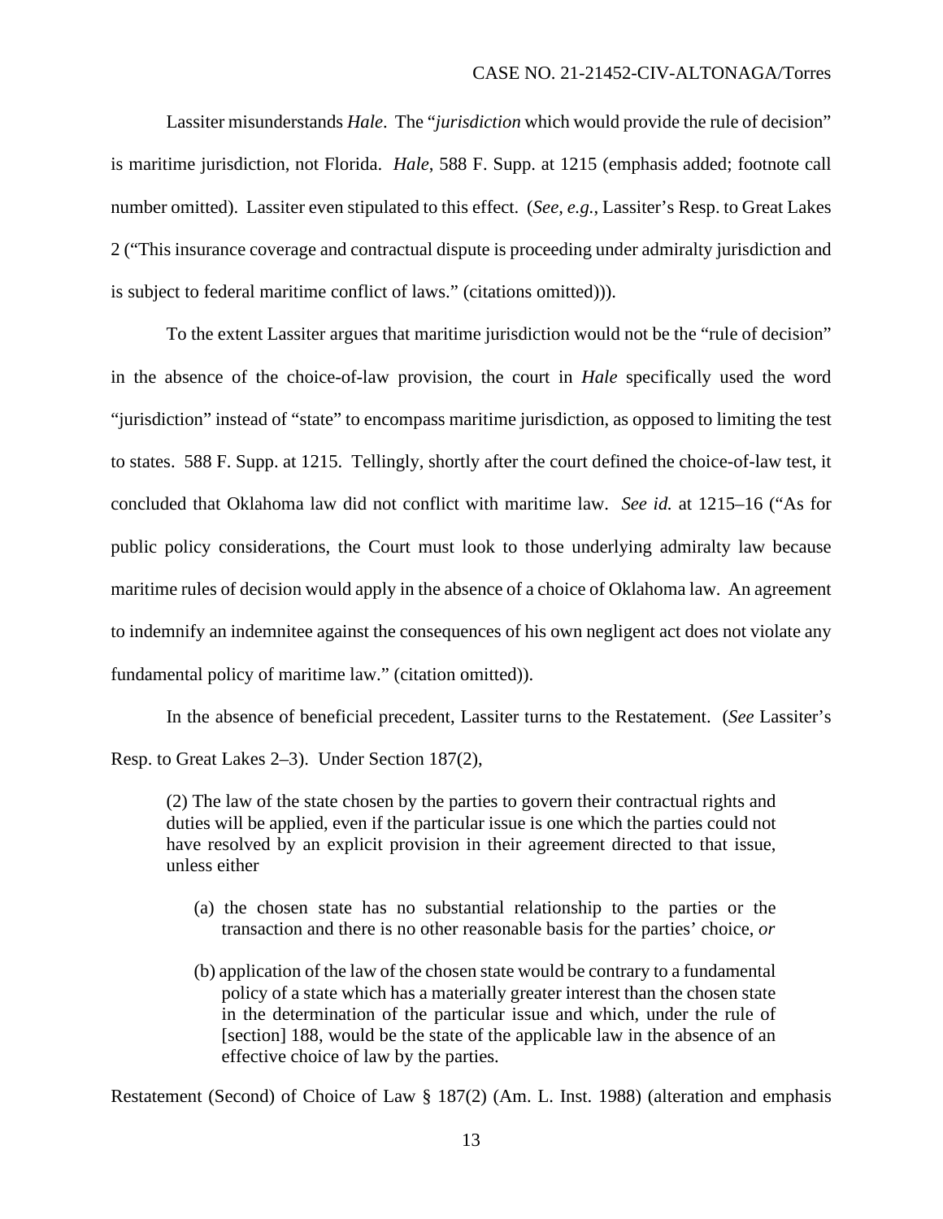Lassiter misunderstands *Hale*. The "*jurisdiction* which would provide the rule of decision" is maritime jurisdiction, not Florida. *Hale*, 588 F. Supp. at 1215 (emphasis added; footnote call number omitted). Lassiter even stipulated to this effect. (*See, e.g.*, Lassiter's Resp. to Great Lakes 2 ("This insurance coverage and contractual dispute is proceeding under admiralty jurisdiction and is subject to federal maritime conflict of laws." (citations omitted))).

To the extent Lassiter argues that maritime jurisdiction would not be the "rule of decision" in the absence of the choice-of-law provision, the court in *Hale* specifically used the word "jurisdiction" instead of "state" to encompass maritime jurisdiction, as opposed to limiting the test to states. 588 F. Supp. at 1215. Tellingly, shortly after the court defined the choice-of-law test, it concluded that Oklahoma law did not conflict with maritime law. *See id.* at 1215–16 ("As for public policy considerations, the Court must look to those underlying admiralty law because maritime rules of decision would apply in the absence of a choice of Oklahoma law. An agreement to indemnify an indemnitee against the consequences of his own negligent act does not violate any fundamental policy of maritime law." (citation omitted)).

In the absence of beneficial precedent, Lassiter turns to the Restatement. (*See* Lassiter's Resp. to Great Lakes 2–3). Under Section 187(2),

> (2) The law of the state chosen by the parties to govern their contractual rights and duties will be applied, even if the particular issue is one which the parties could not have resolved by an explicit provision in their agreement directed to that issue, unless either
>
> (a) the chosen state has no substantial relationship to the parties or the transaction and there is no other reasonable basis for the parties' choice, *or*
>
> (b) application of the law of the chosen state would be contrary to a fundamental policy of a state which has a materially greater interest than the chosen state in the determination of the particular issue and which, under the rule of [section] 188, would be the state of the applicable law in the absence of an effective choice of law by the parties.

Restatement (Second) of Choice of Law § 187(2) (Am. L. Inst. 1988) (alteration and emphasis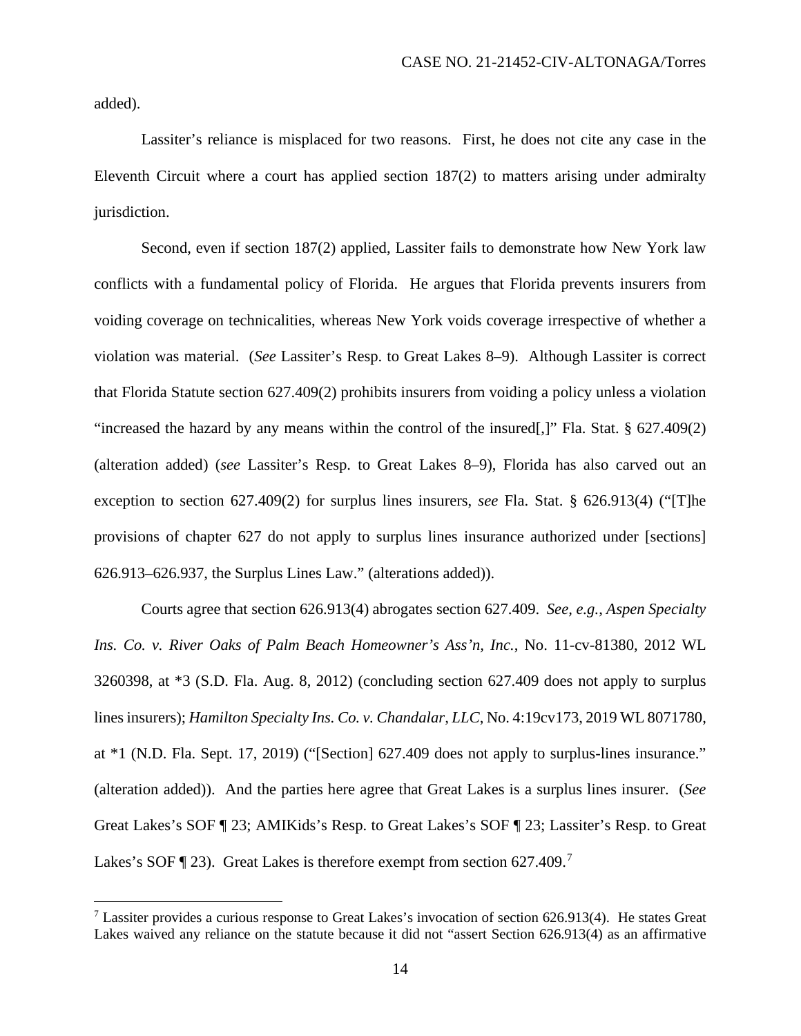added).

Lassiter's reliance is misplaced for two reasons. First, he does not cite any case in the Eleventh Circuit where a court has applied section 187(2) to matters arising under admiralty jurisdiction.

Second, even if section 187(2) applied, Lassiter fails to demonstrate how New York law conflicts with a fundamental policy of Florida. He argues that Florida prevents insurers from voiding coverage on technicalities, whereas New York voids coverage irrespective of whether a violation was material. (*See* Lassiter's Resp. to Great Lakes 8–9). Although Lassiter is correct that Florida Statute section 627.409(2) prohibits insurers from voiding a policy unless a violation "increased the hazard by any means within the control of the insured[,]" Fla. Stat. § 627.409(2) (alteration added) (*see* Lassiter's Resp. to Great Lakes 8–9), Florida has also carved out an exception to section 627.409(2) for surplus lines insurers, *see* Fla. Stat. § 626.913(4) ("[T]he provisions of chapter 627 do not apply to surplus lines insurance authorized under [sections] 626.913–626.937, the Surplus Lines Law." (alterations added)).

Courts agree that section 626.913(4) abrogates section 627.409. *See, e.g.*, *Aspen Specialty Ins. Co. v. River Oaks of Palm Beach Homeowner's Ass'n, Inc.*, No. 11-cv-81380, 2012 WL 3260398, at *3 (S.D. Fla. Aug. 8, 2012) (concluding section 627.409 does not apply to surplus lines insurers); *Hamilton Specialty Ins. Co. v. Chandalar, LLC*, No. 4:19cv173, 2019 WL 8071780, at *1 (N.D. Fla. Sept. 17, 2019) ("[Section] 627.409 does not apply to surplus-lines insurance." (alteration added)). And the parties here agree that Great Lakes is a surplus lines insurer. (*See* Great Lakes's SOF ¶ 23; AMIKids's Resp. to Great Lakes's SOF ¶ 23; Lassiter's Resp. to Great Lakes's SOF ¶ 23). Great Lakes is therefore exempt from section 627.409.[7]

[7] Lassiter provides a curious response to Great Lakes's invocation of section 626.913(4). He states Great Lakes waived any reliance on the statute because it did not "assert Section 626.913(4) as an affirmative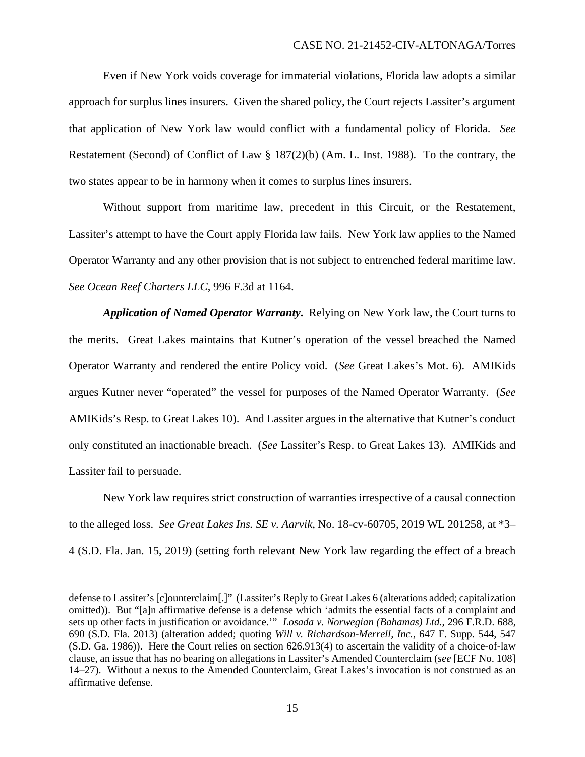Even if New York voids coverage for immaterial violations, Florida law adopts a similar approach for surplus lines insurers. Given the shared policy, the Court rejects Lassiter's argument that application of New York law would conflict with a fundamental policy of Florida. *See* Restatement (Second) of Conflict of Law § 187(2)(b) (Am. L. Inst. 1988). To the contrary, the two states appear to be in harmony when it comes to surplus lines insurers.

Without support from maritime law, precedent in this Circuit, or the Restatement, Lassiter's attempt to have the Court apply Florida law fails. New York law applies to the Named Operator Warranty and any other provision that is not subject to entrenched federal maritime law. *See Ocean Reef Charters LLC*, 996 F.3d at 1164.

***Application of Named Operator Warranty*.** Relying on New York law, the Court turns to the merits. Great Lakes maintains that Kutner's operation of the vessel breached the Named Operator Warranty and rendered the entire Policy void. (*See* Great Lakes's Mot. 6). AMIKids argues Kutner never "operated" the vessel for purposes of the Named Operator Warranty. (*See* AMIKids's Resp. to Great Lakes 10). And Lassiter argues in the alternative that Kutner's conduct only constituted an inactionable breach. (*See* Lassiter's Resp. to Great Lakes 13). AMIKids and Lassiter fail to persuade.

New York law requires strict construction of warranties irrespective of a causal connection to the alleged loss. *See Great Lakes Ins. SE v. Aarvik*, No. 18-cv-60705, 2019 WL 201258, at *3–4 (S.D. Fla. Jan. 15, 2019) (setting forth relevant New York law regarding the effect of a breach

---

defense to Lassiter's [c]ounterclaim[.]" (Lassiter's Reply to Great Lakes 6 (alterations added; capitalization omitted)). But "[a]n affirmative defense is a defense which 'admits the essential facts of a complaint and sets up other facts in justification or avoidance.'" *Losada v. Norwegian (Bahamas) Ltd.*, 296 F.R.D. 688, 690 (S.D. Fla. 2013) (alteration added; quoting *Will v. Richardson-Merrell, Inc.*, 647 F. Supp. 544, 547 (S.D. Ga. 1986)). Here the Court relies on section 626.913(4) to ascertain the validity of a choice-of-law clause, an issue that has no bearing on allegations in Lassiter's Amended Counterclaim (*see* [ECF No. 108] 14–27). Without a nexus to the Amended Counterclaim, Great Lakes's invocation is not construed as an affirmative defense.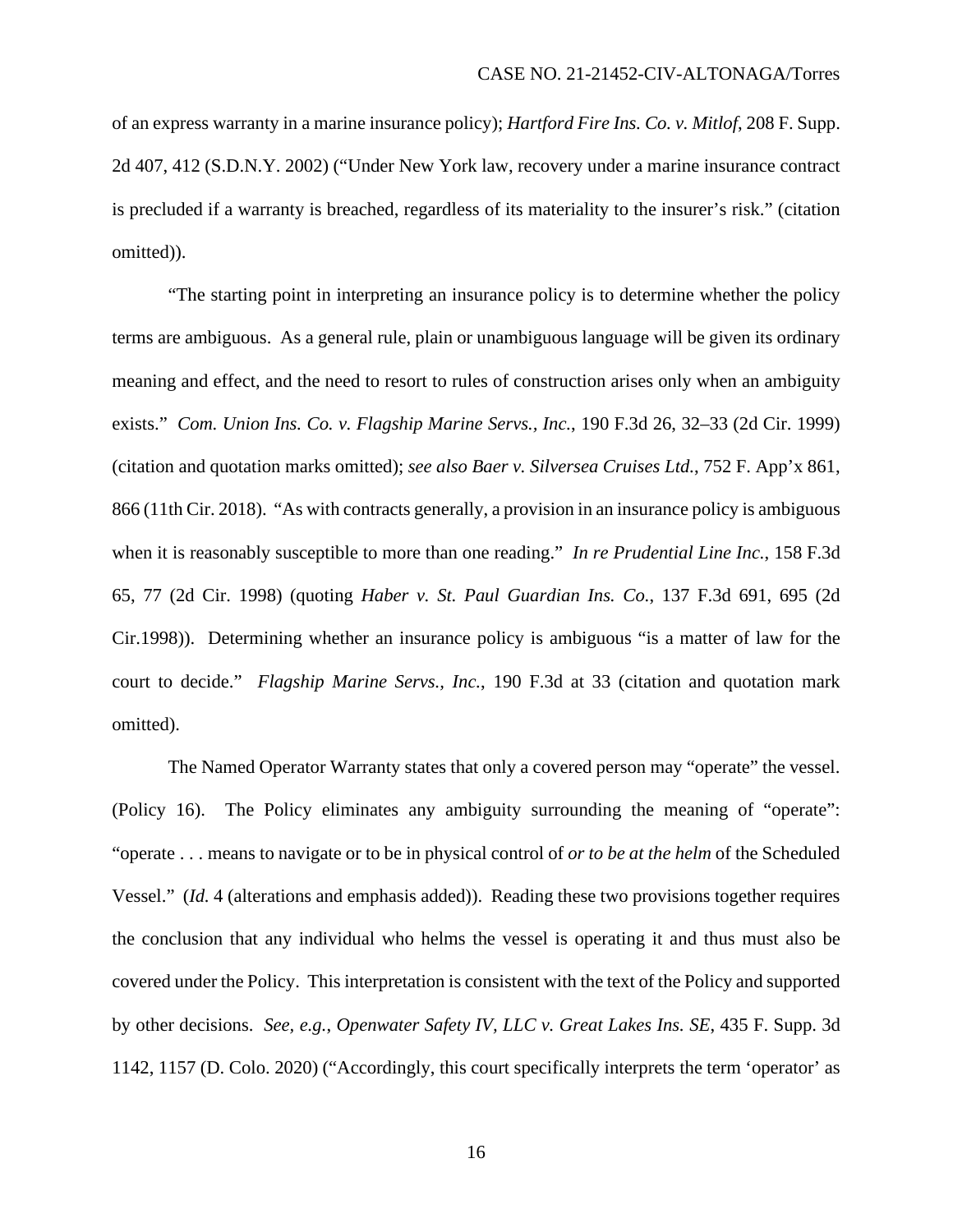of an express warranty in a marine insurance policy); *Hartford Fire Ins. Co. v. Mitlof*, 208 F. Supp. 2d 407, 412 (S.D.N.Y. 2002) ("Under New York law, recovery under a marine insurance contract is precluded if a warranty is breached, regardless of its materiality to the insurer's risk." (citation omitted)).

"The starting point in interpreting an insurance policy is to determine whether the policy terms are ambiguous. As a general rule, plain or unambiguous language will be given its ordinary meaning and effect, and the need to resort to rules of construction arises only when an ambiguity exists." *Com. Union Ins. Co. v. Flagship Marine Servs., Inc.*, 190 F.3d 26, 32–33 (2d Cir. 1999) (citation and quotation marks omitted); *see also Baer v. Silversea Cruises Ltd.*, 752 F. App'x 861, 866 (11th Cir. 2018). "As with contracts generally, a provision in an insurance policy is ambiguous when it is reasonably susceptible to more than one reading." *In re Prudential Line Inc.*, 158 F.3d 65, 77 (2d Cir. 1998) (quoting *Haber v. St. Paul Guardian Ins. Co.*, 137 F.3d 691, 695 (2d Cir.1998)). Determining whether an insurance policy is ambiguous "is a matter of law for the court to decide." *Flagship Marine Servs., Inc.*, 190 F.3d at 33 (citation and quotation mark omitted).

The Named Operator Warranty states that only a covered person may "operate" the vessel. (Policy 16). The Policy eliminates any ambiguity surrounding the meaning of "operate": "operate . . . means to navigate or to be in physical control of *or to be at the helm* of the Scheduled Vessel." (*Id.* 4 (alterations and emphasis added)). Reading these two provisions together requires the conclusion that any individual who helms the vessel is operating it and thus must also be covered under the Policy. This interpretation is consistent with the text of the Policy and supported by other decisions. *See, e.g.*, *Openwater Safety IV, LLC v. Great Lakes Ins. SE*, 435 F. Supp. 3d 1142, 1157 (D. Colo. 2020) ("Accordingly, this court specifically interprets the term 'operator' as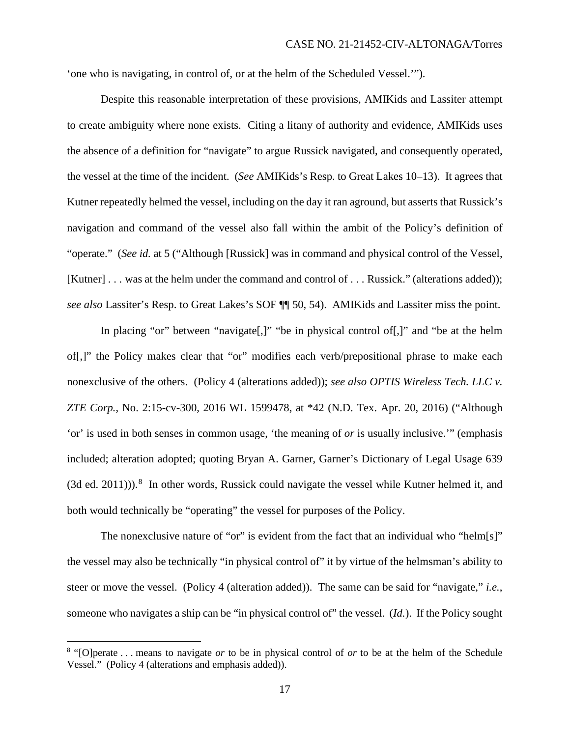'one who is navigating, in control of, or at the helm of the Scheduled Vessel.'").

Despite this reasonable interpretation of these provisions, AMIKids and Lassiter attempt to create ambiguity where none exists. Citing a litany of authority and evidence, AMIKids uses the absence of a definition for "navigate" to argue Russick navigated, and consequently operated, the vessel at the time of the incident. (*See* AMIKids's Resp. to Great Lakes 10–13). It agrees that Kutner repeatedly helmed the vessel, including on the day it ran aground, but asserts that Russick's navigation and command of the vessel also fall within the ambit of the Policy's definition of "operate." (*See id.* at 5 ("Although [Russick] was in command and physical control of the Vessel, [Kutner] . . . was at the helm under the command and control of . . . Russick." (alterations added)); *see also* Lassiter's Resp. to Great Lakes's SOF ¶¶ 50, 54). AMIKids and Lassiter miss the point.

In placing "or" between "navigate[,]" "be in physical control of[,]" and "be at the helm of[,]" the Policy makes clear that "or" modifies each verb/prepositional phrase to make each nonexclusive of the others. (Policy 4 (alterations added)); *see also OPTIS Wireless Tech. LLC v. ZTE Corp.*, No. 2:15-cv-300, 2016 WL 1599478, at *42 (N.D. Tex. Apr. 20, 2016) ("Although 'or' is used in both senses in common usage, 'the meaning of *or* is usually inclusive.'" (emphasis included; alteration adopted; quoting Bryan A. Garner, Garner's Dictionary of Legal Usage 639 (3d ed. 2011))).[8] In other words, Russick could navigate the vessel while Kutner helmed it, and both would technically be "operating" the vessel for purposes of the Policy.

The nonexclusive nature of "or" is evident from the fact that an individual who "helm[s]" the vessel may also be technically "in physical control of" it by virtue of the helmsman's ability to steer or move the vessel. (Policy 4 (alteration added)). The same can be said for "navigate," *i.e.*, someone who navigates a ship can be "in physical control of" the vessel. (*Id.*). If the Policy sought

[8] "[O]perate . . . means to navigate *or* to be in physical control of *or* to be at the helm of the Schedule Vessel." (Policy 4 (alterations and emphasis added)).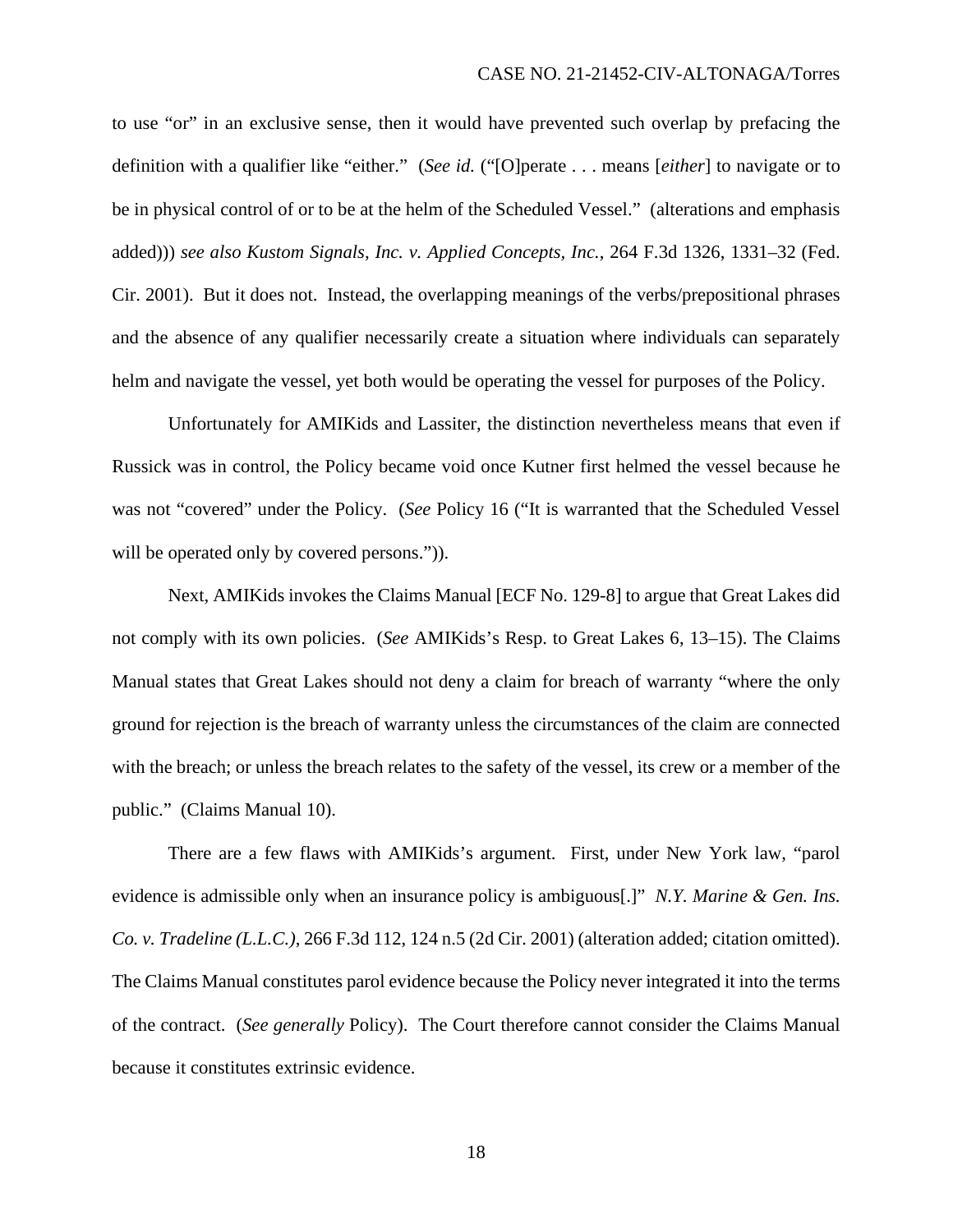to use "or" in an exclusive sense, then it would have prevented such overlap by prefacing the definition with a qualifier like "either." (*See id.* ("[O]perate . . . means [*either*] to navigate or to be in physical control of or to be at the helm of the Scheduled Vessel." (alterations and emphasis added))) *see also Kustom Signals, Inc. v. Applied Concepts, Inc.*, 264 F.3d 1326, 1331–32 (Fed. Cir. 2001). But it does not. Instead, the overlapping meanings of the verbs/prepositional phrases and the absence of any qualifier necessarily create a situation where individuals can separately helm and navigate the vessel, yet both would be operating the vessel for purposes of the Policy.

Unfortunately for AMIKids and Lassiter, the distinction nevertheless means that even if Russick was in control, the Policy became void once Kutner first helmed the vessel because he was not "covered" under the Policy. (*See* Policy 16 ("It is warranted that the Scheduled Vessel will be operated only by covered persons.")).

Next, AMIKids invokes the Claims Manual [ECF No. 129-8] to argue that Great Lakes did not comply with its own policies. (*See* AMIKids's Resp. to Great Lakes 6, 13–15). The Claims Manual states that Great Lakes should not deny a claim for breach of warranty "where the only ground for rejection is the breach of warranty unless the circumstances of the claim are connected with the breach; or unless the breach relates to the safety of the vessel, its crew or a member of the public." (Claims Manual 10).

There are a few flaws with AMIKids's argument. First, under New York law, "parol evidence is admissible only when an insurance policy is ambiguous[.]" *N.Y. Marine & Gen. Ins. Co. v. Tradeline (L.L.C.)*, 266 F.3d 112, 124 n.5 (2d Cir. 2001) (alteration added; citation omitted). The Claims Manual constitutes parol evidence because the Policy never integrated it into the terms of the contract. (*See generally* Policy). The Court therefore cannot consider the Claims Manual because it constitutes extrinsic evidence.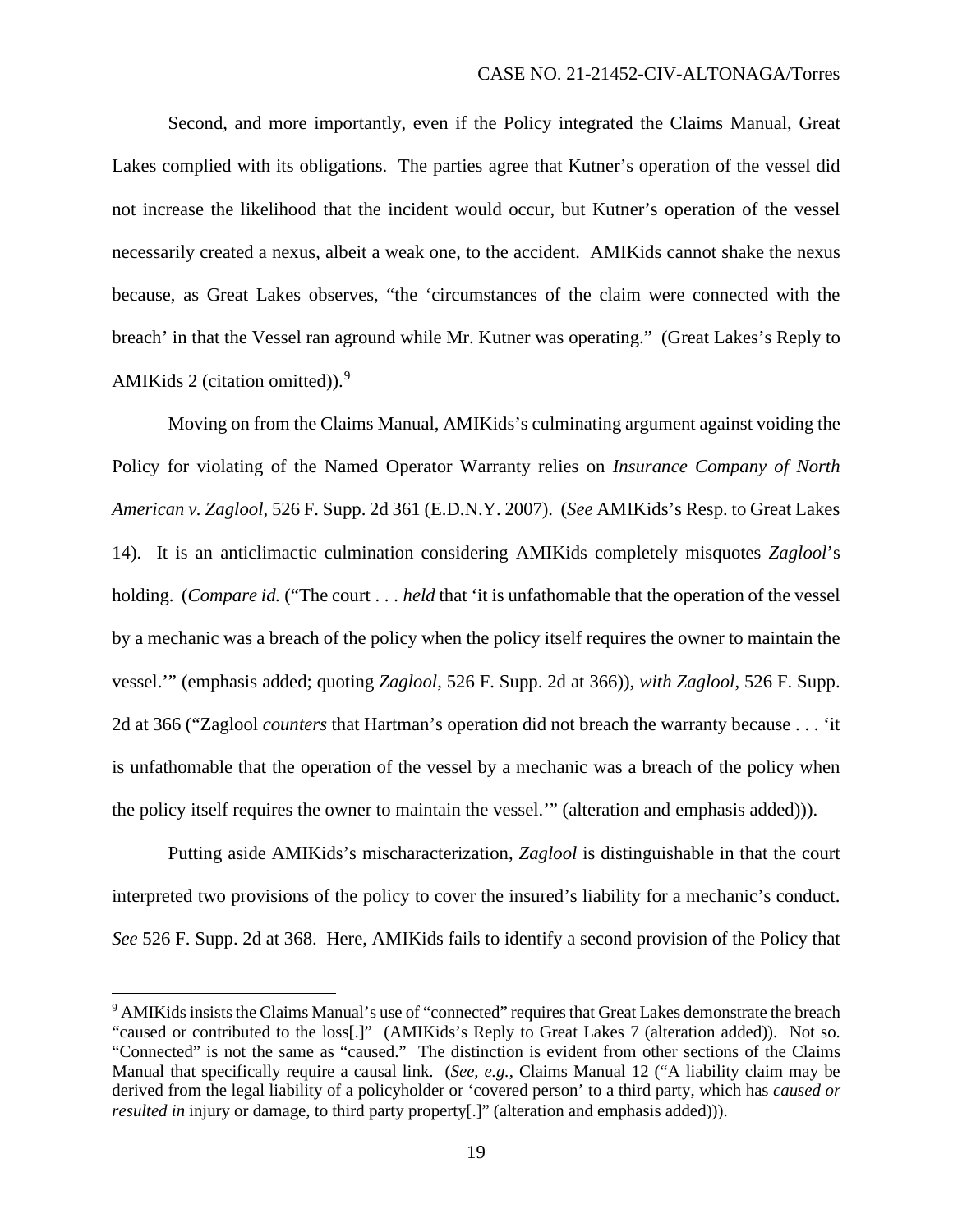Second, and more importantly, even if the Policy integrated the Claims Manual, Great Lakes complied with its obligations. The parties agree that Kutner's operation of the vessel did not increase the likelihood that the incident would occur, but Kutner's operation of the vessel necessarily created a nexus, albeit a weak one, to the accident. AMIKids cannot shake the nexus because, as Great Lakes observes, "the 'circumstances of the claim were connected with the breach' in that the Vessel ran aground while Mr. Kutner was operating." (Great Lakes's Reply to AMIKids 2 (citation omitted)).[9]

Moving on from the Claims Manual, AMIKids's culminating argument against voiding the Policy for violating of the Named Operator Warranty relies on *Insurance Company of North American v. Zaglool*, 526 F. Supp. 2d 361 (E.D.N.Y. 2007). (*See* AMIKids's Resp. to Great Lakes 14). It is an anticlimactic culmination considering AMIKids completely misquotes *Zaglool*'s holding. (*Compare id.* ("The court . . . *held* that 'it is unfathomable that the operation of the vessel by a mechanic was a breach of the policy when the policy itself requires the owner to maintain the vessel.'" (emphasis added; quoting *Zaglool*, 526 F. Supp. 2d at 366)), *with Zaglool*, 526 F. Supp. 2d at 366 ("Zaglool *counters* that Hartman's operation did not breach the warranty because . . . 'it is unfathomable that the operation of the vessel by a mechanic was a breach of the policy when the policy itself requires the owner to maintain the vessel.'" (alteration and emphasis added))).

Putting aside AMIKids's mischaracterization, *Zaglool* is distinguishable in that the court interpreted two provisions of the policy to cover the insured's liability for a mechanic's conduct. *See* 526 F. Supp. 2d at 368. Here, AMIKids fails to identify a second provision of the Policy that

---

[9] AMIKids insists the Claims Manual's use of "connected" requires that Great Lakes demonstrate the breach "caused or contributed to the loss[.]" (AMIKids's Reply to Great Lakes 7 (alteration added)). Not so. "Connected" is not the same as "caused." The distinction is evident from other sections of the Claims Manual that specifically require a causal link. (*See, e.g.*, Claims Manual 12 ("A liability claim may be derived from the legal liability of a policyholder or 'covered person' to a third party, which has *caused or resulted in* injury or damage, to third party property[.]" (alteration and emphasis added))).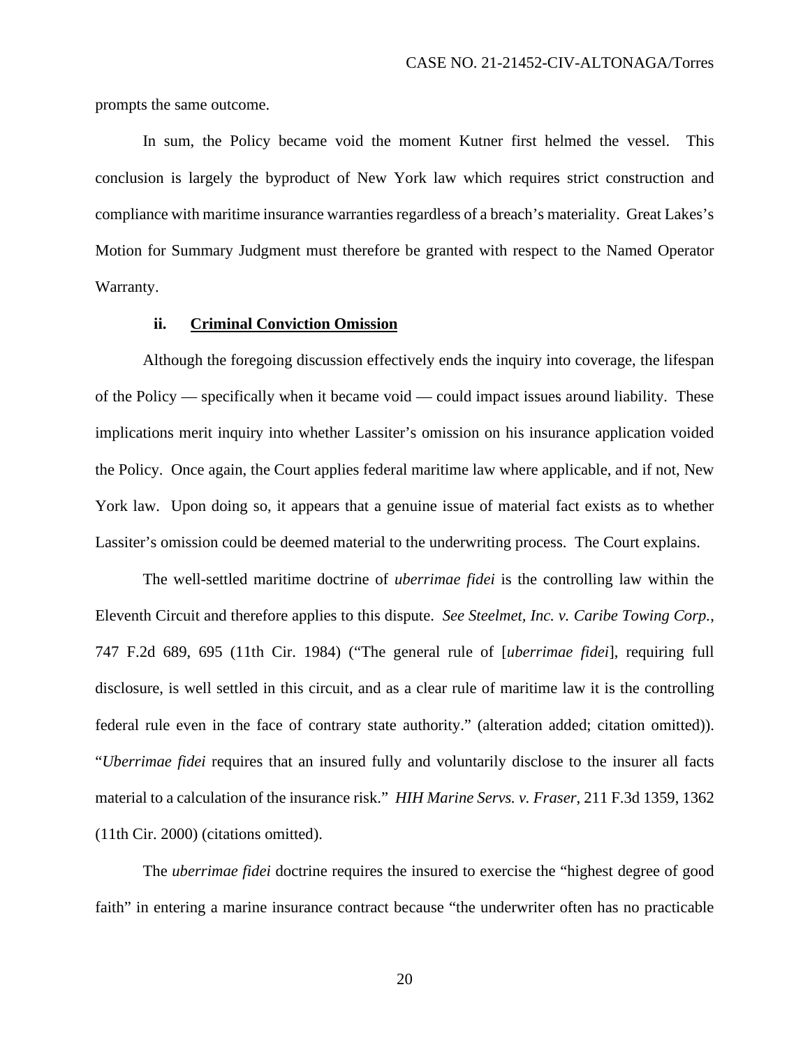prompts the same outcome.

In sum, the Policy became void the moment Kutner first helmed the vessel. This conclusion is largely the byproduct of New York law which requires strict construction and compliance with maritime insurance warranties regardless of a breach's materiality. Great Lakes's Motion for Summary Judgment must therefore be granted with respect to the Named Operator Warranty.

### ii. Criminal Conviction Omission

Although the foregoing discussion effectively ends the inquiry into coverage, the lifespan of the Policy — specifically when it became void — could impact issues around liability. These implications merit inquiry into whether Lassiter's omission on his insurance application voided the Policy. Once again, the Court applies federal maritime law where applicable, and if not, New York law. Upon doing so, it appears that a genuine issue of material fact exists as to whether Lassiter's omission could be deemed material to the underwriting process. The Court explains.

The well-settled maritime doctrine of *uberrimae fidei* is the controlling law within the Eleventh Circuit and therefore applies to this dispute. *See Steelmet, Inc. v. Caribe Towing Corp.*, 747 F.2d 689, 695 (11th Cir. 1984) ("The general rule of [*uberrimae fidei*], requiring full disclosure, is well settled in this circuit, and as a clear rule of maritime law it is the controlling federal rule even in the face of contrary state authority." (alteration added; citation omitted)). "*Uberrimae fidei* requires that an insured fully and voluntarily disclose to the insurer all facts material to a calculation of the insurance risk." *HIH Marine Servs. v. Fraser*, 211 F.3d 1359, 1362 (11th Cir. 2000) (citations omitted).

The *uberrimae fidei* doctrine requires the insured to exercise the "highest degree of good faith" in entering a marine insurance contract because "the underwriter often has no practicable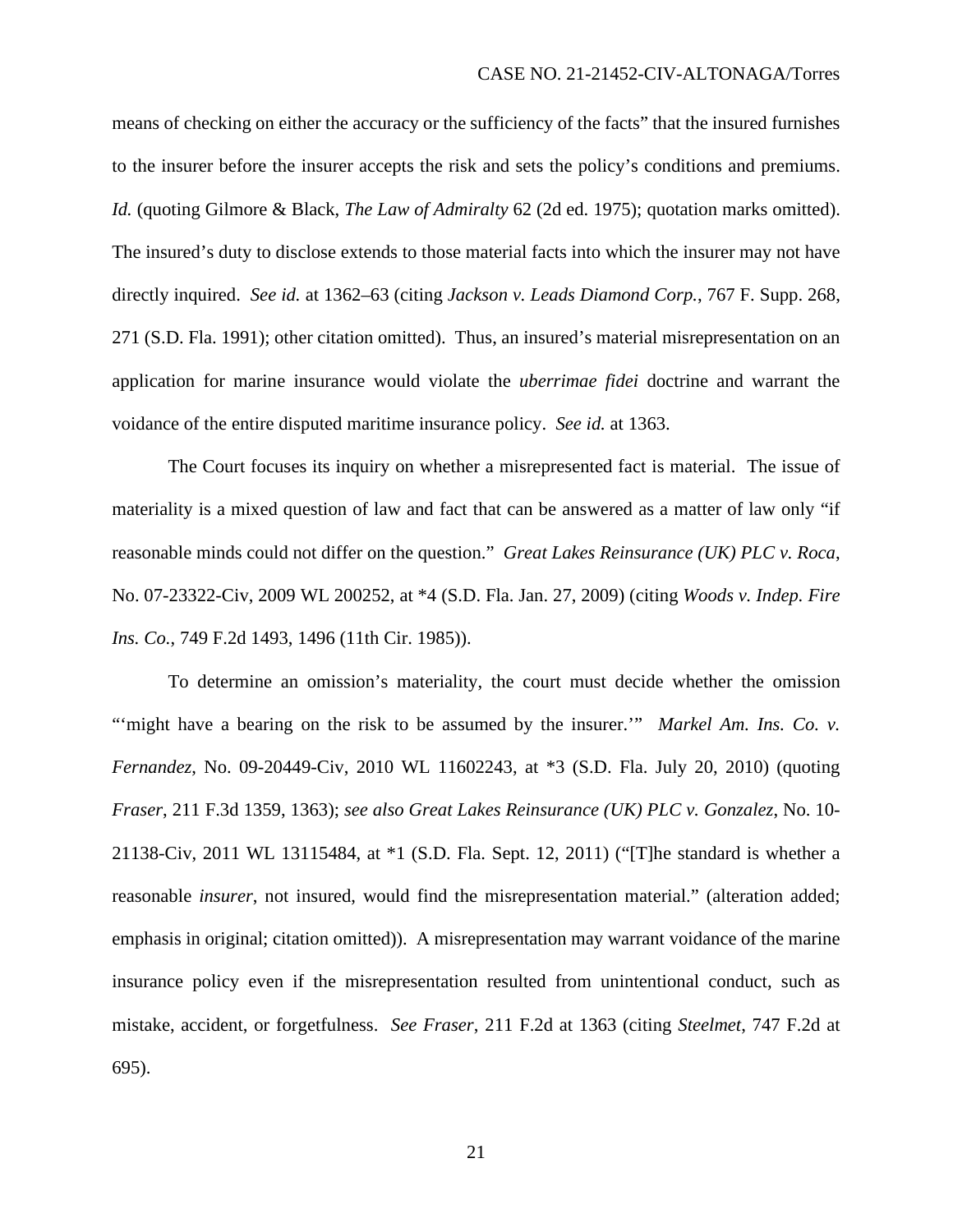means of checking on either the accuracy or the sufficiency of the facts" that the insured furnishes to the insurer before the insurer accepts the risk and sets the policy's conditions and premiums. *Id.* (quoting Gilmore & Black, *The Law of Admiralty* 62 (2d ed. 1975); quotation marks omitted). The insured's duty to disclose extends to those material facts into which the insurer may not have directly inquired. *See id.* at 1362–63 (citing *Jackson v. Leads Diamond Corp.*, 767 F. Supp. 268, 271 (S.D. Fla. 1991); other citation omitted). Thus, an insured's material misrepresentation on an application for marine insurance would violate the *uberrimae fidei* doctrine and warrant the voidance of the entire disputed maritime insurance policy. *See id.* at 1363.

The Court focuses its inquiry on whether a misrepresented fact is material. The issue of materiality is a mixed question of law and fact that can be answered as a matter of law only "if reasonable minds could not differ on the question." *Great Lakes Reinsurance (UK) PLC v. Roca*, No. 07-23322-Civ, 2009 WL 200252, at *4 (S.D. Fla. Jan. 27, 2009) (citing *Woods v. Indep. Fire Ins. Co.*, 749 F.2d 1493, 1496 (11th Cir. 1985)).

To determine an omission's materiality, the court must decide whether the omission "'might have a bearing on the risk to be assumed by the insurer.'" *Markel Am. Ins. Co. v. Fernandez*, No. 09-20449-Civ, 2010 WL 11602243, at *3 (S.D. Fla. July 20, 2010) (quoting *Fraser*, 211 F.3d 1359, 1363); *see also Great Lakes Reinsurance (UK) PLC v. Gonzalez*, No. 10-21138-Civ, 2011 WL 13115484, at *1 (S.D. Fla. Sept. 12, 2011) ("[T]he standard is whether a reasonable *insurer*, not insured, would find the misrepresentation material." (alteration added; emphasis in original; citation omitted)). A misrepresentation may warrant voidance of the marine insurance policy even if the misrepresentation resulted from unintentional conduct, such as mistake, accident, or forgetfulness. *See Fraser*, 211 F.2d at 1363 (citing *Steelmet*, 747 F.2d at 695).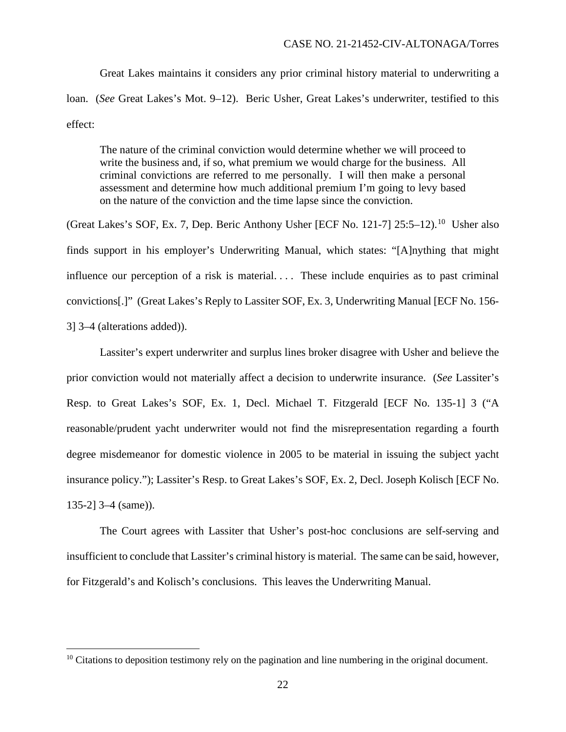Great Lakes maintains it considers any prior criminal history material to underwriting a loan. (*See* Great Lakes's Mot. 9–12). Beric Usher, Great Lakes's underwriter, testified to this effect:

> The nature of the criminal conviction would determine whether we will proceed to write the business and, if so, what premium we would charge for the business. All criminal convictions are referred to me personally. I will then make a personal assessment and determine how much additional premium I'm going to levy based on the nature of the conviction and the time lapse since the conviction.

(Great Lakes's SOF, Ex. 7, Dep. Beric Anthony Usher [ECF No. 121-7] 25:5–12).[10] Usher also finds support in his employer's Underwriting Manual, which states: "[A]nything that might influence our perception of a risk is material. . . . These include enquiries as to past criminal convictions[.]" (Great Lakes's Reply to Lassiter SOF, Ex. 3, Underwriting Manual [ECF No. 156-3] 3–4 (alterations added)).

Lassiter's expert underwriter and surplus lines broker disagree with Usher and believe the prior conviction would not materially affect a decision to underwrite insurance. (*See* Lassiter's Resp. to Great Lakes's SOF, Ex. 1, Decl. Michael T. Fitzgerald [ECF No. 135-1] 3 ("A reasonable/prudent yacht underwriter would not find the misrepresentation regarding a fourth degree misdemeanor for domestic violence in 2005 to be material in issuing the subject yacht insurance policy."); Lassiter's Resp. to Great Lakes's SOF, Ex. 2, Decl. Joseph Kolisch [ECF No. 135-2] 3–4 (same)).

The Court agrees with Lassiter that Usher's post-hoc conclusions are self-serving and insufficient to conclude that Lassiter's criminal history is material. The same can be said, however, for Fitzgerald's and Kolisch's conclusions. This leaves the Underwriting Manual.

---

[10] Citations to deposition testimony rely on the pagination and line numbering in the original document.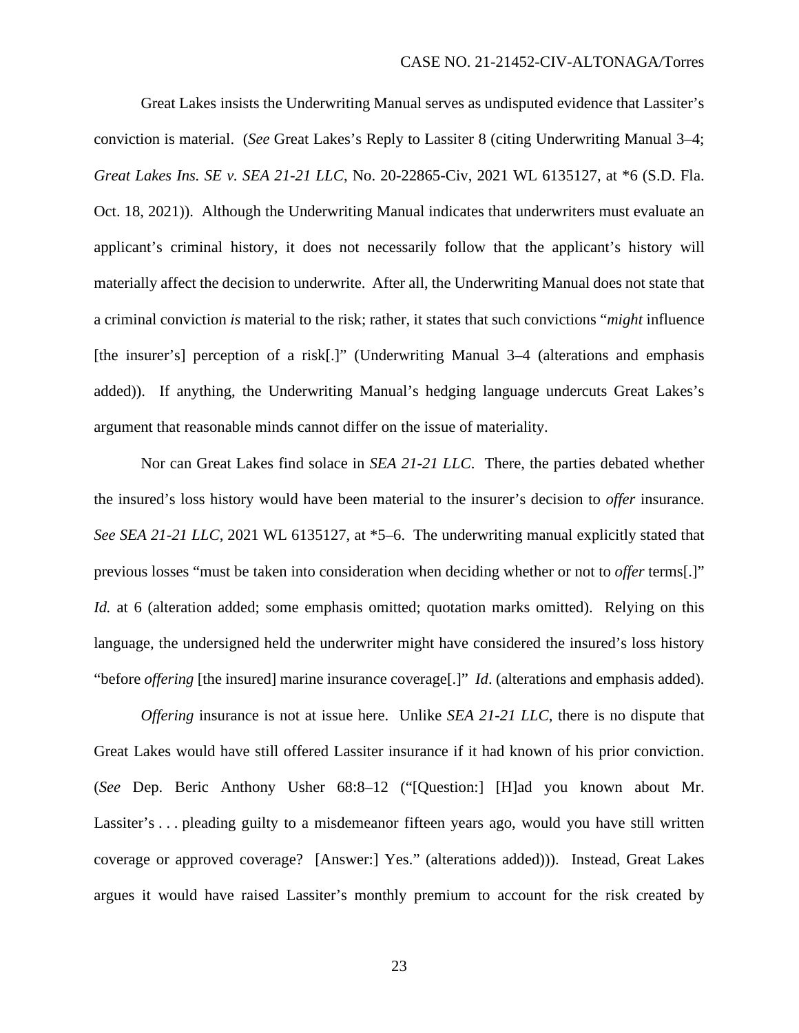Great Lakes insists the Underwriting Manual serves as undisputed evidence that Lassiter's conviction is material. (*See* Great Lakes's Reply to Lassiter 8 (citing Underwriting Manual 3–4; *Great Lakes Ins. SE v. SEA 21-21 LLC*, No. 20-22865-Civ, 2021 WL 6135127, at *6 (S.D. Fla. Oct. 18, 2021)). Although the Underwriting Manual indicates that underwriters must evaluate an applicant's criminal history, it does not necessarily follow that the applicant's history will materially affect the decision to underwrite. After all, the Underwriting Manual does not state that a criminal conviction *is* material to the risk; rather, it states that such convictions "*might* influence [the insurer's] perception of a risk[.]" (Underwriting Manual 3–4 (alterations and emphasis added)). If anything, the Underwriting Manual's hedging language undercuts Great Lakes's argument that reasonable minds cannot differ on the issue of materiality.

Nor can Great Lakes find solace in *SEA 21-21 LLC*. There, the parties debated whether the insured's loss history would have been material to the insurer's decision to *offer* insurance. *See SEA 21-21 LLC*, 2021 WL 6135127, at *5–6. The underwriting manual explicitly stated that previous losses "must be taken into consideration when deciding whether or not to *offer* terms[.]" *Id.* at 6 (alteration added; some emphasis omitted; quotation marks omitted). Relying on this language, the undersigned held the underwriter might have considered the insured's loss history "before *offering* [the insured] marine insurance coverage[.]" *Id*. (alterations and emphasis added).

*Offering* insurance is not at issue here. Unlike *SEA 21-21 LLC*, there is no dispute that Great Lakes would have still offered Lassiter insurance if it had known of his prior conviction. (*See* Dep. Beric Anthony Usher 68:8–12 ("[Question:] [H]ad you known about Mr. Lassiter's . . . pleading guilty to a misdemeanor fifteen years ago, would you have still written coverage or approved coverage? [Answer:] Yes." (alterations added))). Instead, Great Lakes argues it would have raised Lassiter's monthly premium to account for the risk created by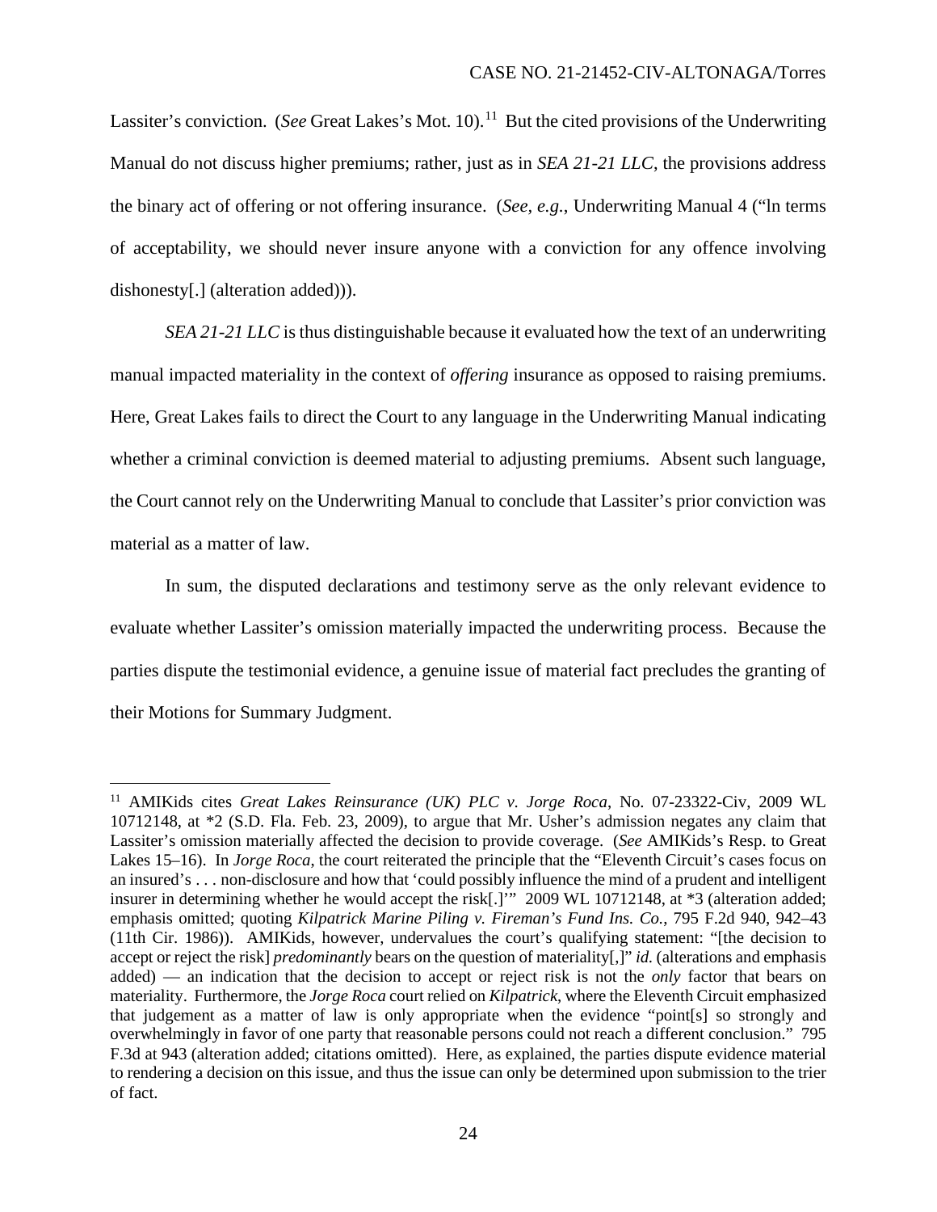Lassiter's conviction. (*See* Great Lakes's Mot. 10).[11] But the cited provisions of the Underwriting Manual do not discuss higher premiums; rather, just as in *SEA 21-21 LLC*, the provisions address the binary act of offering or not offering insurance. (*See, e.g.*, Underwriting Manual 4 ("ln terms of acceptability, we should never insure anyone with a conviction for any offence involving dishonesty[.] (alteration added))).

*SEA 21-21 LLC* is thus distinguishable because it evaluated how the text of an underwriting manual impacted materiality in the context of *offering* insurance as opposed to raising premiums. Here, Great Lakes fails to direct the Court to any language in the Underwriting Manual indicating whether a criminal conviction is deemed material to adjusting premiums. Absent such language, the Court cannot rely on the Underwriting Manual to conclude that Lassiter's prior conviction was material as a matter of law.

In sum, the disputed declarations and testimony serve as the only relevant evidence to evaluate whether Lassiter's omission materially impacted the underwriting process. Because the parties dispute the testimonial evidence, a genuine issue of material fact precludes the granting of their Motions for Summary Judgment.

---

[11] AMIKids cites *Great Lakes Reinsurance (UK) PLC v. Jorge Roca*, No. 07-23322-Civ, 2009 WL 10712148, at *2 (S.D. Fla. Feb. 23, 2009), to argue that Mr. Usher's admission negates any claim that Lassiter's omission materially affected the decision to provide coverage. (*See* AMIKids's Resp. to Great Lakes 15–16). In *Jorge Roca*, the court reiterated the principle that the "Eleventh Circuit's cases focus on an insured's . . . non-disclosure and how that 'could possibly influence the mind of a prudent and intelligent insurer in determining whether he would accept the risk[.]'" 2009 WL 10712148, at *3 (alteration added; emphasis omitted; quoting *Kilpatrick Marine Piling v. Fireman's Fund Ins. Co.*, 795 F.2d 940, 942–43 (11th Cir. 1986)). AMIKids, however, undervalues the court's qualifying statement: "[the decision to accept or reject the risk] *predominantly* bears on the question of materiality[,]" *id.* (alterations and emphasis added) — an indication that the decision to accept or reject risk is not the *only* factor that bears on materiality. Furthermore, the *Jorge Roca* court relied on *Kilpatrick*, where the Eleventh Circuit emphasized that judgement as a matter of law is only appropriate when the evidence "point[s] so strongly and overwhelmingly in favor of one party that reasonable persons could not reach a different conclusion." 795 F.3d at 943 (alteration added; citations omitted). Here, as explained, the parties dispute evidence material to rendering a decision on this issue, and thus the issue can only be determined upon submission to the trier of fact.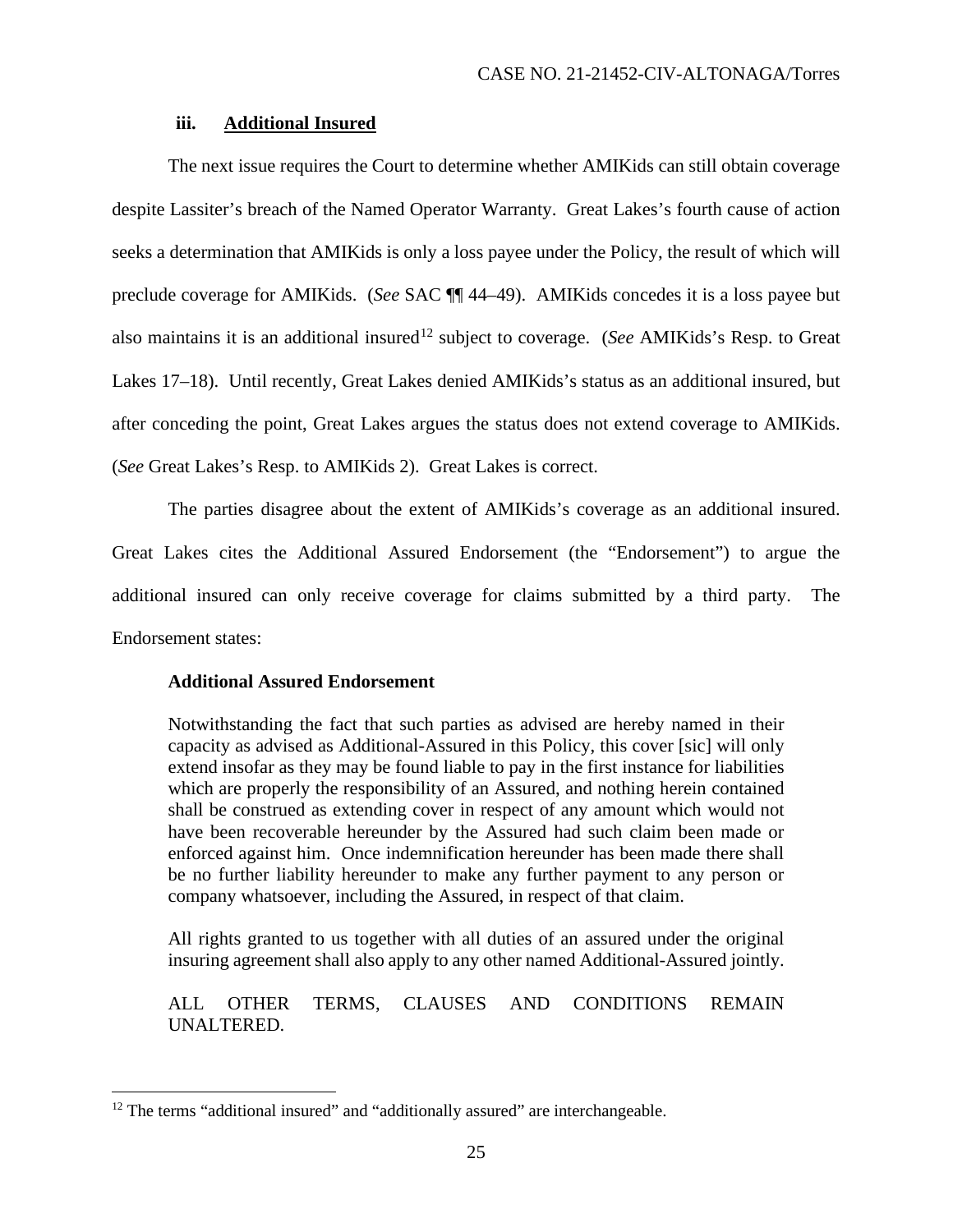### iii. Additional Insured

The next issue requires the Court to determine whether AMIKids can still obtain coverage despite Lassiter's breach of the Named Operator Warranty. Great Lakes's fourth cause of action seeks a determination that AMIKids is only a loss payee under the Policy, the result of which will preclude coverage for AMIKids. (*See* SAC ¶¶ 44–49). AMIKids concedes it is a loss payee but also maintains it is an additional insured[12] subject to coverage. (*See* AMIKids's Resp. to Great Lakes 17–18). Until recently, Great Lakes denied AMIKids's status as an additional insured, but after conceding the point, Great Lakes argues the status does not extend coverage to AMIKids. (*See* Great Lakes's Resp. to AMIKids 2). Great Lakes is correct.

The parties disagree about the extent of AMIKids's coverage as an additional insured. Great Lakes cites the Additional Assured Endorsement (the "Endorsement") to argue the additional insured can only receive coverage for claims submitted by a third party. The Endorsement states:

> **Additional Assured Endorsement**
>
> Notwithstanding the fact that such parties as advised are hereby named in their capacity as advised as Additional-Assured in this Policy, this cover [sic] will only extend insofar as they may be found liable to pay in the first instance for liabilities which are properly the responsibility of an Assured, and nothing herein contained shall be construed as extending cover in respect of any amount which would not have been recoverable hereunder by the Assured had such claim been made or enforced against him. Once indemnification hereunder has been made there shall be no further liability hereunder to make any further payment to any person or company whatsoever, including the Assured, in respect of that claim.
>
> All rights granted to us together with all duties of an assured under the original insuring agreement shall also apply to any other named Additional-Assured jointly.
>
> ALL OTHER TERMS, CLAUSES AND CONDITIONS REMAIN UNALTERED.

---

[12] The terms "additional insured" and "additionally assured" are interchangeable.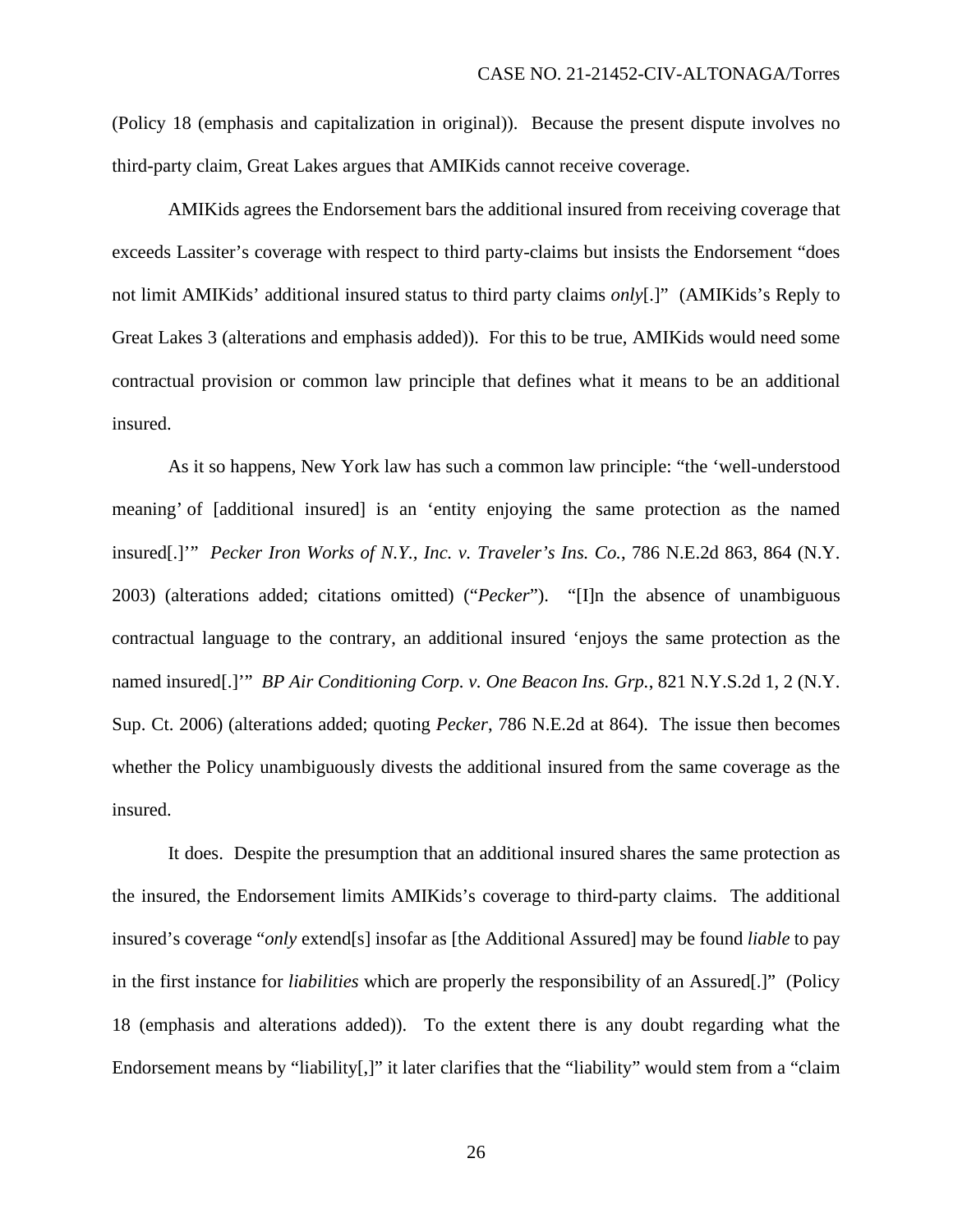(Policy 18 (emphasis and capitalization in original)). Because the present dispute involves no third-party claim, Great Lakes argues that AMIKids cannot receive coverage.

AMIKids agrees the Endorsement bars the additional insured from receiving coverage that exceeds Lassiter's coverage with respect to third party-claims but insists the Endorsement "does not limit AMIKids' additional insured status to third party claims *only*[.]" (AMIKids's Reply to Great Lakes 3 (alterations and emphasis added)). For this to be true, AMIKids would need some contractual provision or common law principle that defines what it means to be an additional insured.

As it so happens, New York law has such a common law principle: "the 'well-understood meaning' of [additional insured] is an 'entity enjoying the same protection as the named insured[.]'" *Pecker Iron Works of N.Y., Inc. v. Traveler's Ins. Co.*, 786 N.E.2d 863, 864 (N.Y. 2003) (alterations added; citations omitted) ("*Pecker*"). "[I]n the absence of unambiguous contractual language to the contrary, an additional insured 'enjoys the same protection as the named insured[.]'" *BP Air Conditioning Corp. v. One Beacon Ins. Grp.*, 821 N.Y.S.2d 1, 2 (N.Y. Sup. Ct. 2006) (alterations added; quoting *Pecker*, 786 N.E.2d at 864). The issue then becomes whether the Policy unambiguously divests the additional insured from the same coverage as the insured.

It does. Despite the presumption that an additional insured shares the same protection as the insured, the Endorsement limits AMIKids's coverage to third-party claims. The additional insured's coverage "*only* extend[s] insofar as [the Additional Assured] may be found *liable* to pay in the first instance for *liabilities* which are properly the responsibility of an Assured[.]" (Policy 18 (emphasis and alterations added)). To the extent there is any doubt regarding what the Endorsement means by "liability[,]" it later clarifies that the "liability" would stem from a "claim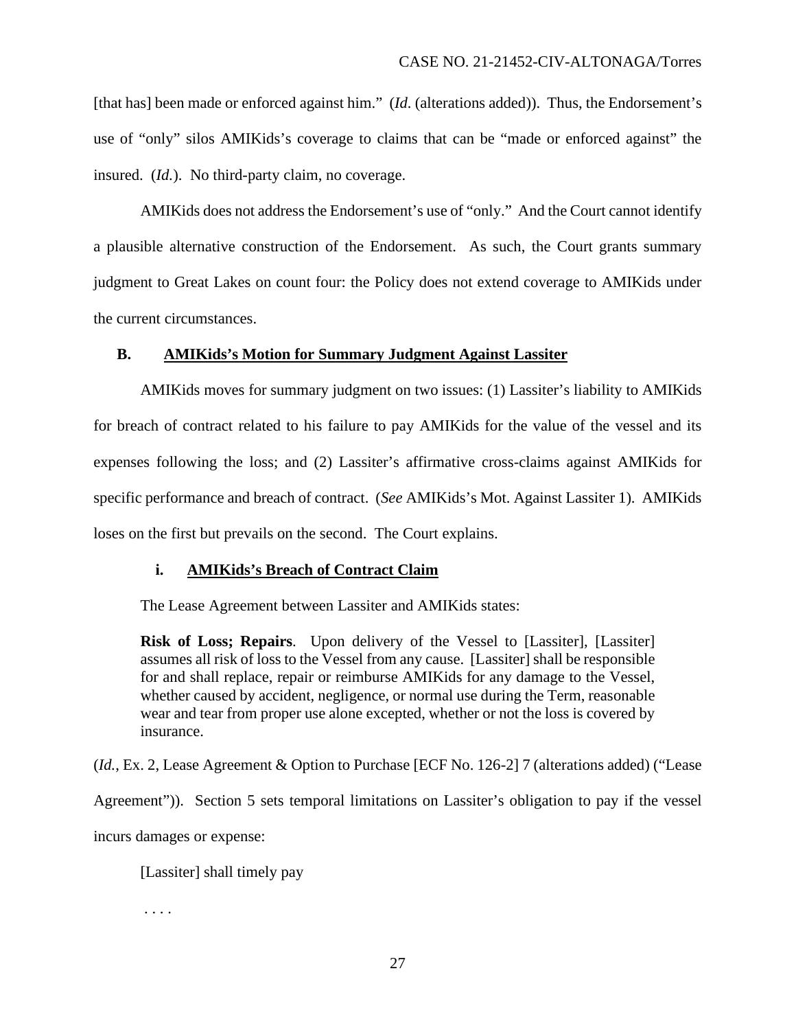[that has] been made or enforced against him." (*Id*. (alterations added)). Thus, the Endorsement's use of "only" silos AMIKids's coverage to claims that can be "made or enforced against" the insured. (*Id.*). No third-party claim, no coverage.

AMIKids does not address the Endorsement's use of "only." And the Court cannot identify a plausible alternative construction of the Endorsement. As such, the Court grants summary judgment to Great Lakes on count four: the Policy does not extend coverage to AMIKids under the current circumstances.

### B. <u>AMIKids's Motion for Summary Judgment Against Lassiter</u>

AMIKids moves for summary judgment on two issues: (1) Lassiter's liability to AMIKids for breach of contract related to his failure to pay AMIKids for the value of the vessel and its expenses following the loss; and (2) Lassiter's affirmative cross-claims against AMIKids for specific performance and breach of contract. (*See* AMIKids's Mot. Against Lassiter 1). AMIKids loses on the first but prevails on the second. The Court explains.

#### i. <u>AMIKids's Breach of Contract Claim</u>

The Lease Agreement between Lassiter and AMIKids states:

> **Risk of Loss; Repairs**. Upon delivery of the Vessel to [Lassiter], [Lassiter] assumes all risk of loss to the Vessel from any cause. [Lassiter] shall be responsible for and shall replace, repair or reimburse AMIKids for any damage to the Vessel, whether caused by accident, negligence, or normal use during the Term, reasonable wear and tear from proper use alone excepted, whether or not the loss is covered by insurance.

(*Id.*, Ex. 2, Lease Agreement & Option to Purchase [ECF No. 126-2] 7 (alterations added) ("Lease Agreement")). Section 5 sets temporal limitations on Lassiter's obligation to pay if the vessel incurs damages or expense:

> [Lassiter] shall timely pay
>
> . . . .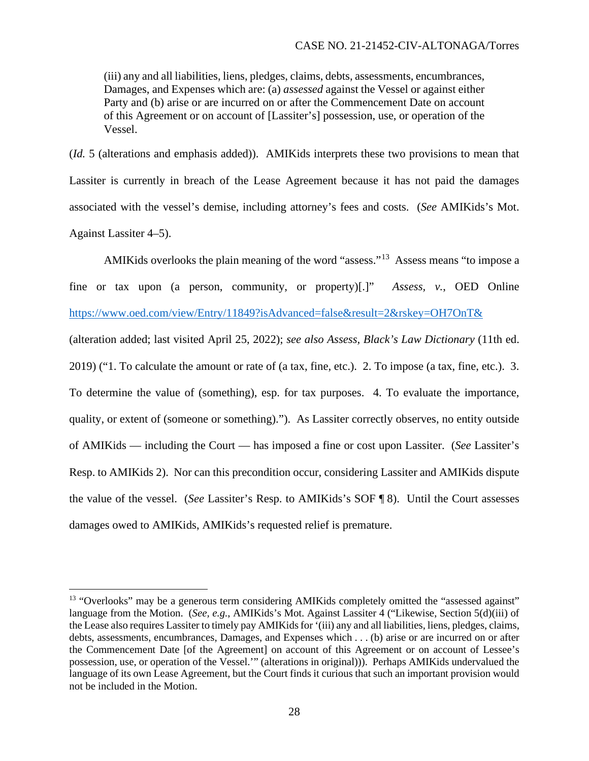(iii) any and all liabilities, liens, pledges, claims, debts, assessments, encumbrances, Damages, and Expenses which are: (a) *assessed* against the Vessel or against either Party and (b) arise or are incurred on or after the Commencement Date on account of this Agreement or on account of [Lassiter's] possession, use, or operation of the Vessel.

(*Id.* 5 (alterations and emphasis added)). AMIKids interprets these two provisions to mean that Lassiter is currently in breach of the Lease Agreement because it has not paid the damages associated with the vessel's demise, including attorney's fees and costs. (*See* AMIKids's Mot. Against Lassiter 4–5).

AMIKids overlooks the plain meaning of the word "assess."[13] Assess means "to impose a fine or tax upon (a person, community, or property)[.]" *Assess*, *v.*, OED Online https://www.oed.com/view/Entry/11849?isAdvanced=false&result=2&rskey=OH7OnT& (alteration added; last visited April 25, 2022); *see also Assess*, *Black's Law Dictionary* (11th ed. 2019) ("1. To calculate the amount or rate of (a tax, fine, etc.). 2. To impose (a tax, fine, etc.). 3. To determine the value of (something), esp. for tax purposes. 4. To evaluate the importance, quality, or extent of (someone or something)."). As Lassiter correctly observes, no entity outside of AMIKids — including the Court — has imposed a fine or cost upon Lassiter. (*See* Lassiter's Resp. to AMIKids 2). Nor can this precondition occur, considering Lassiter and AMIKids dispute the value of the vessel. (*See* Lassiter's Resp. to AMIKids's SOF ¶ 8). Until the Court assesses damages owed to AMIKids, AMIKids's requested relief is premature.

---

[13] "Overlooks" may be a generous term considering AMIKids completely omitted the "assessed against" language from the Motion. (*See*, *e.g.*, AMIKids's Mot. Against Lassiter 4 ("Likewise, Section 5(d)(iii) of the Lease also requires Lassiter to timely pay AMIKids for '(iii) any and all liabilities, liens, pledges, claims, debts, assessments, encumbrances, Damages, and Expenses which . . . (b) arise or are incurred on or after the Commencement Date [of the Agreement] on account of this Agreement or on account of Lessee's possession, use, or operation of the Vessel.'" (alterations in original))). Perhaps AMIKids undervalued the language of its own Lease Agreement, but the Court finds it curious that such an important provision would not be included in the Motion.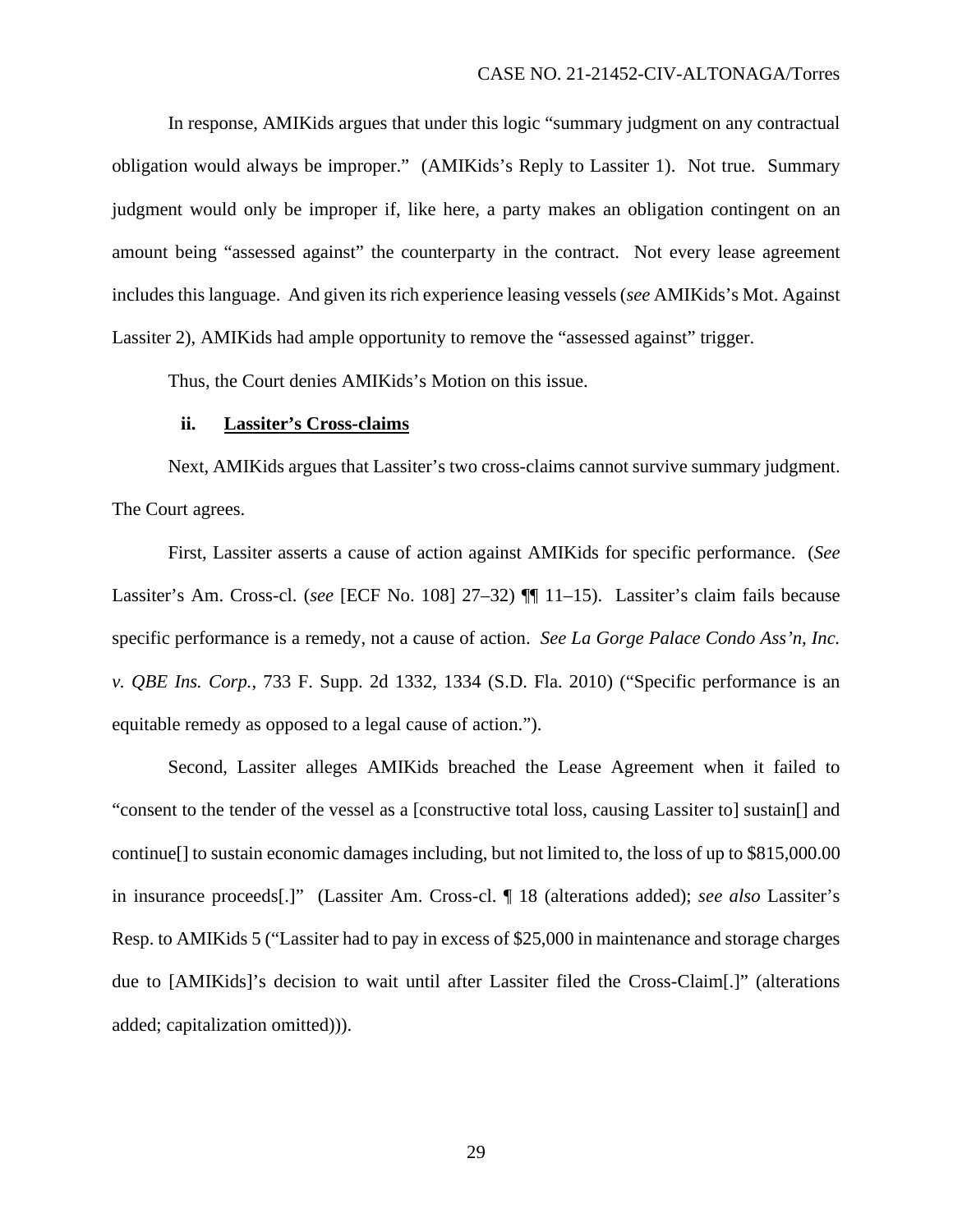In response, AMIKids argues that under this logic "summary judgment on any contractual obligation would always be improper." (AMIKids's Reply to Lassiter 1). Not true. Summary judgment would only be improper if, like here, a party makes an obligation contingent on an amount being "assessed against" the counterparty in the contract. Not every lease agreement includes this language. And given its rich experience leasing vessels (*see* AMIKids's Mot. Against Lassiter 2), AMIKids had ample opportunity to remove the "assessed against" trigger.

Thus, the Court denies AMIKids's Motion on this issue.

**ii. <u>Lassiter's Cross-claims</u>**

Next, AMIKids argues that Lassiter's two cross-claims cannot survive summary judgment. The Court agrees.

First, Lassiter asserts a cause of action against AMIKids for specific performance. (*See* Lassiter's Am. Cross-cl. (*see* [ECF No. 108] 27–32) ¶¶ 11–15). Lassiter's claim fails because specific performance is a remedy, not a cause of action. *See La Gorge Palace Condo Ass'n, Inc. v. QBE Ins. Corp.*, 733 F. Supp. 2d 1332, 1334 (S.D. Fla. 2010) ("Specific performance is an equitable remedy as opposed to a legal cause of action.").

Second, Lassiter alleges AMIKids breached the Lease Agreement when it failed to "consent to the tender of the vessel as a [constructive total loss, causing Lassiter to] sustain[] and continue[] to sustain economic damages including, but not limited to, the loss of up to $815,000.00 in insurance proceeds[.]" (Lassiter Am. Cross-cl. ¶ 18 (alterations added); *see also* Lassiter's Resp. to AMIKids 5 ("Lassiter had to pay in excess of $25,000 in maintenance and storage charges due to [AMIKids]'s decision to wait until after Lassiter filed the Cross-Claim[.]" (alterations added; capitalization omitted))).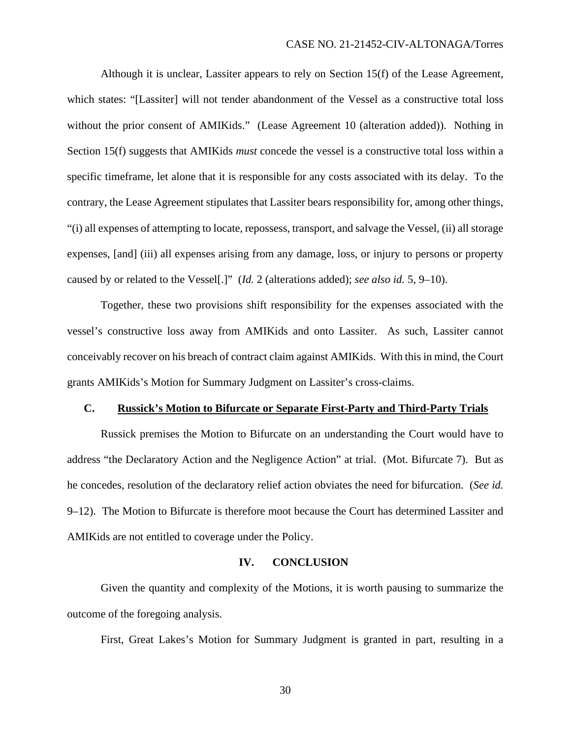Although it is unclear, Lassiter appears to rely on Section 15(f) of the Lease Agreement, which states: "[Lassiter] will not tender abandonment of the Vessel as a constructive total loss without the prior consent of AMIKids." (Lease Agreement 10 (alteration added)). Nothing in Section 15(f) suggests that AMIKids *must* concede the vessel is a constructive total loss within a specific timeframe, let alone that it is responsible for any costs associated with its delay. To the contrary, the Lease Agreement stipulates that Lassiter bears responsibility for, among other things, "(i) all expenses of attempting to locate, repossess, transport, and salvage the Vessel, (ii) all storage expenses, [and] (iii) all expenses arising from any damage, loss, or injury to persons or property caused by or related to the Vessel[.]" (*Id.* 2 (alterations added); *see also id.* 5, 9–10).

Together, these two provisions shift responsibility for the expenses associated with the vessel's constructive loss away from AMIKids and onto Lassiter. As such, Lassiter cannot conceivably recover on his breach of contract claim against AMIKids. With this in mind, the Court grants AMIKids's Motion for Summary Judgment on Lassiter's cross-claims.

### C. Russick's Motion to Bifurcate or Separate First-Party and Third-Party Trials

Russick premises the Motion to Bifurcate on an understanding the Court would have to address "the Declaratory Action and the Negligence Action" at trial. (Mot. Bifurcate 7). But as he concedes, resolution of the declaratory relief action obviates the need for bifurcation. (*See id.* 9–12). The Motion to Bifurcate is therefore moot because the Court has determined Lassiter and AMIKids are not entitled to coverage under the Policy.

## IV. CONCLUSION

Given the quantity and complexity of the Motions, it is worth pausing to summarize the outcome of the foregoing analysis.

First, Great Lakes's Motion for Summary Judgment is granted in part, resulting in a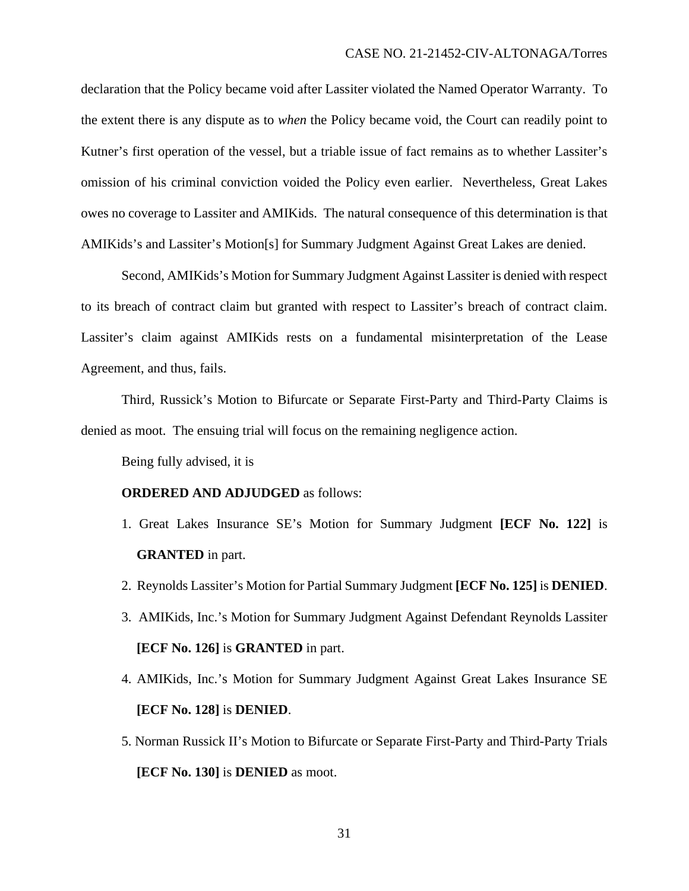declaration that the Policy became void after Lassiter violated the Named Operator Warranty. To the extent there is any dispute as to *when* the Policy became void, the Court can readily point to Kutner's first operation of the vessel, but a triable issue of fact remains as to whether Lassiter's omission of his criminal conviction voided the Policy even earlier. Nevertheless, Great Lakes owes no coverage to Lassiter and AMIKids. The natural consequence of this determination is that AMIKids's and Lassiter's Motion[s] for Summary Judgment Against Great Lakes are denied.

Second, AMIKids's Motion for Summary Judgment Against Lassiter is denied with respect to its breach of contract claim but granted with respect to Lassiter's breach of contract claim. Lassiter's claim against AMIKids rests on a fundamental misinterpretation of the Lease Agreement, and thus, fails.

Third, Russick's Motion to Bifurcate or Separate First-Party and Third-Party Claims is denied as moot. The ensuing trial will focus on the remaining negligence action.

Being fully advised, it is

**ORDERED AND ADJUDGED** as follows:

1. Great Lakes Insurance SE's Motion for Summary Judgment **[ECF No. 122]** is **GRANTED** in part.
2. Reynolds Lassiter's Motion for Partial Summary Judgment **[ECF No. 125]** is **DENIED**.
3. AMIKids, Inc.'s Motion for Summary Judgment Against Defendant Reynolds Lassiter **[ECF No. 126]** is **GRANTED** in part.
4. AMIKids, Inc.'s Motion for Summary Judgment Against Great Lakes Insurance SE **[ECF No. 128]** is **DENIED**.
5. Norman Russick II's Motion to Bifurcate or Separate First-Party and Third-Party Trials **[ECF No. 130]** is **DENIED** as moot.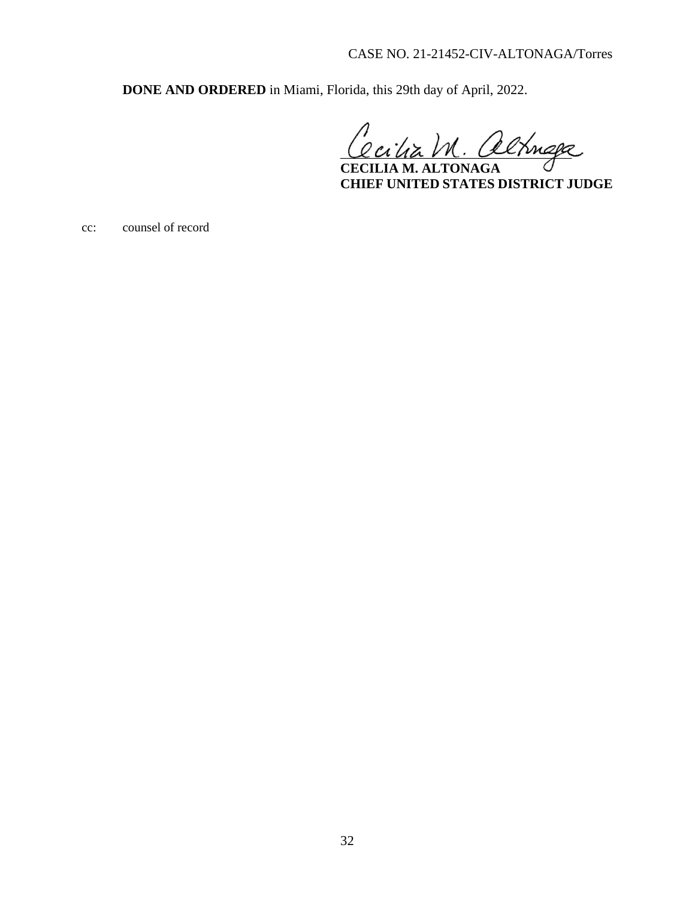**DONE AND ORDERED** in Miami, Florida, this 29th day of April, 2022.

**CECILIA M. ALTONAGA**
**CHIEF UNITED STATES DISTRICT JUDGE**

cc: counsel of record